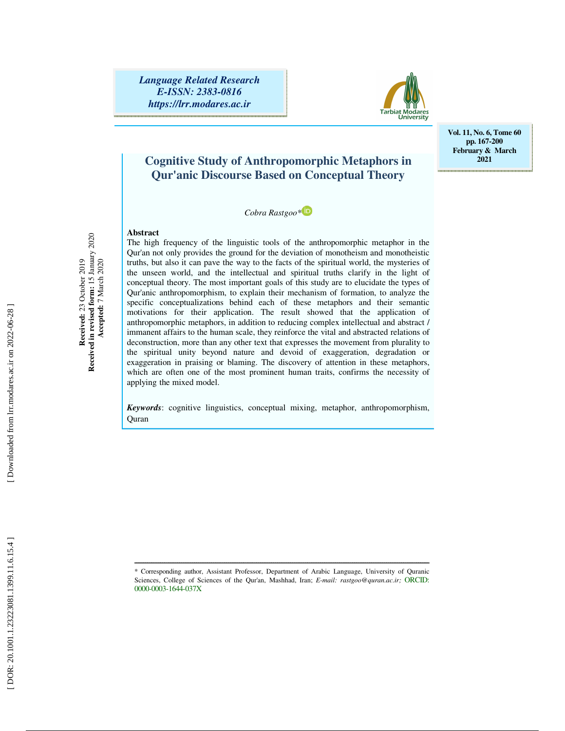# Cognitive Study of Anthropomorphic Metaphors in Qur'anic Discourse Based on Conceptual Theory

*Cobra Rastgoo**

**Received:** 23 October 2019
**Received in revised form:** 15 January 2020
**Accepted:** 7 March 2020

## Abstract

The high frequency of the linguistic tools of the anthropomorphic metaphor in the Qur'an not only provides the ground for the deviation of monotheism and monotheistic truths, but also it can pave the way to the facts of the spiritual world, the mysteries of the unseen world, and the intellectual and spiritual truths clarify in the light of conceptual theory. The most important goals of this study are to elucidate the types of Qur'anic anthropomorphism, to explain their mechanism of formation, to analyze the specific conceptualizations behind each of these metaphors and their semantic motivations for their application. The result showed that the application of anthropomorphic metaphors, in addition to reducing complex intellectual and abstract / immanent affairs to the human scale, they reinforce the vital and abstracted relations of deconstruction, more than any other text that expresses the movement from plurality to the spiritual unity beyond nature and devoid of exaggeration, degradation or exaggeration in praising or blaming. The discovery of attention in these metaphors, which are often one of the most prominent human traits, confirms the necessity of applying the mixed model.

***Keywords***: cognitive linguistics, conceptual mixing, metaphor, anthropomorphism, Quran

---

\* Corresponding author, Assistant Professor, Department of Arabic Language, University of Quranic Sciences, College of Sciences of the Qur'an, Mashhad, Iran; *E-mail: rastgoo@quran.ac.ir;* ORCID: 0000-0003-1644-037X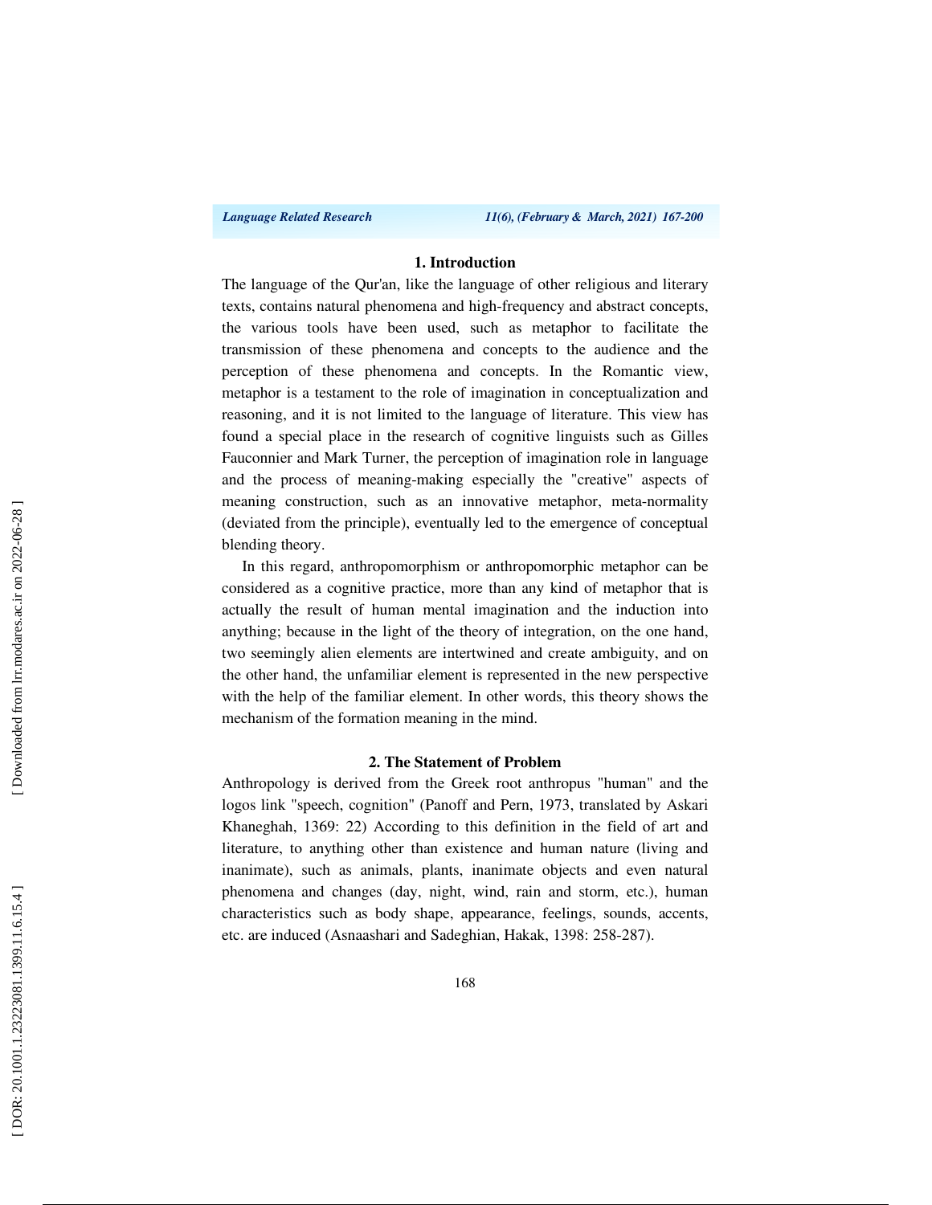## 1. Introduction

The language of the Qur'an, like the language of other religious and literary texts, contains natural phenomena and high-frequency and abstract concepts, the various tools have been used, such as metaphor to facilitate the transmission of these phenomena and concepts to the audience and the perception of these phenomena and concepts. In the Romantic view, metaphor is a testament to the role of imagination in conceptualization and reasoning, and it is not limited to the language of literature. This view has found a special place in the research of cognitive linguists such as Gilles Fauconnier and Mark Turner, the perception of imagination role in language and the process of meaning-making especially the "creative" aspects of meaning construction, such as an innovative metaphor, meta-normality (deviated from the principle), eventually led to the emergence of conceptual blending theory.

In this regard, anthropomorphism or anthropomorphic metaphor can be considered as a cognitive practice, more than any kind of metaphor that is actually the result of human mental imagination and the induction into anything; because in the light of the theory of integration, on the one hand, two seemingly alien elements are intertwined and create ambiguity, and on the other hand, the unfamiliar element is represented in the new perspective with the help of the familiar element. In other words, this theory shows the mechanism of the formation meaning in the mind.

## 2. The Statement of Problem

Anthropology is derived from the Greek root anthropus "human" and the logos link "speech, cognition" (Panoff and Pern, 1973, translated by Askari Khaneghah, 1369: 22) According to this definition in the field of art and literature, to anything other than existence and human nature (living and inanimate), such as animals, plants, inanimate objects and even natural phenomena and changes (day, night, wind, rain and storm, etc.), human characteristics such as body shape, appearance, feelings, sounds, accents, etc. are induced (Asnaashari and Sadeghian, Hakak, 1398: 258-287).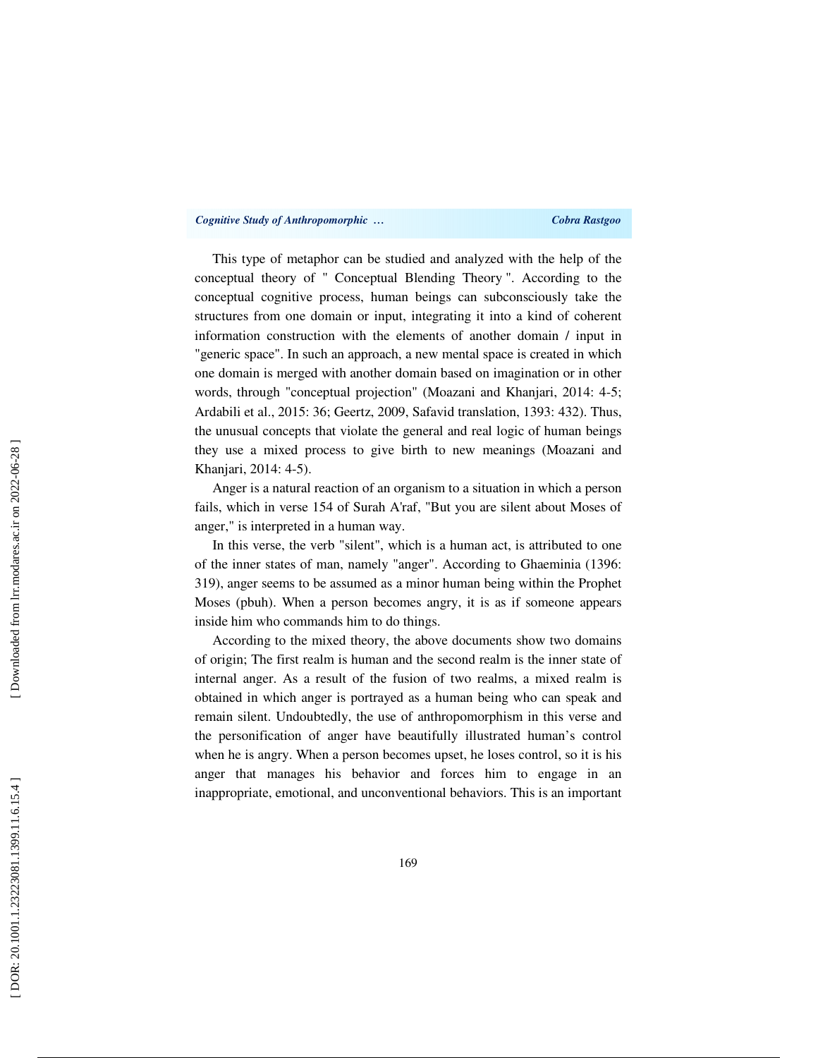This type of metaphor can be studied and analyzed with the help of the conceptual theory of " Conceptual Blending Theory ". According to the conceptual cognitive process, human beings can subconsciously take the structures from one domain or input, integrating it into a kind of coherent information construction with the elements of another domain / input in "generic space". In such an approach, a new mental space is created in which one domain is merged with another domain based on imagination or in other words, through "conceptual projection" (Moazani and Khanjari, 2014: 4-5; Ardabili et al., 2015: 36; Geertz, 2009, Safavid translation, 1393: 432). Thus, the unusual concepts that violate the general and real logic of human beings they use a mixed process to give birth to new meanings (Moazani and Khanjari, 2014: 4-5).

Anger is a natural reaction of an organism to a situation in which a person fails, which in verse 154 of Surah A'raf, "But you are silent about Moses of anger," is interpreted in a human way.

In this verse, the verb "silent", which is a human act, is attributed to one of the inner states of man, namely "anger". According to Ghaeminia (1396: 319), anger seems to be assumed as a minor human being within the Prophet Moses (pbuh). When a person becomes angry, it is as if someone appears inside him who commands him to do things.

According to the mixed theory, the above documents show two domains of origin; The first realm is human and the second realm is the inner state of internal anger. As a result of the fusion of two realms, a mixed realm is obtained in which anger is portrayed as a human being who can speak and remain silent. Undoubtedly, the use of anthropomorphism in this verse and the personification of anger have beautifully illustrated human's control when he is angry. When a person becomes upset, he loses control, so it is his anger that manages his behavior and forces him to engage in an inappropriate, emotional, and unconventional behaviors. This is an important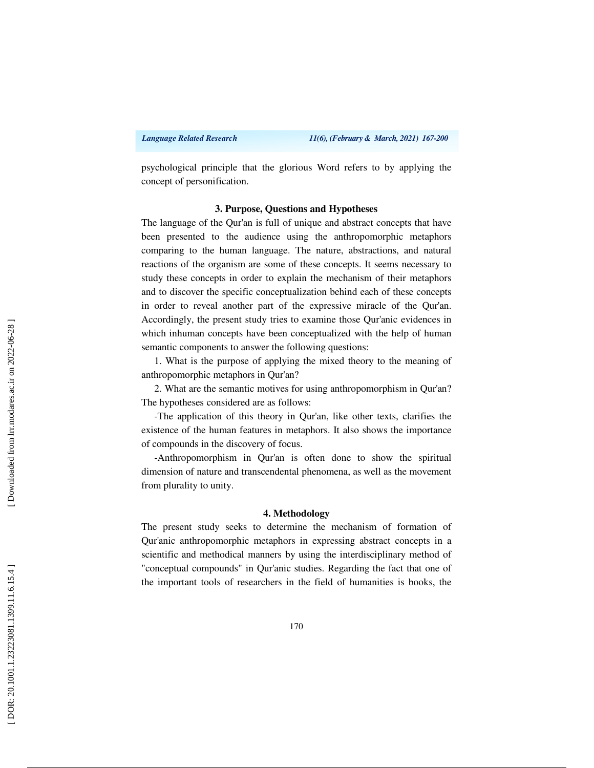psychological principle that the glorious Word refers to by applying the concept of personification.

## 3. Purpose, Questions and Hypotheses

The language of the Qur'an is full of unique and abstract concepts that have been presented to the audience using the anthropomorphic metaphors comparing to the human language. The nature, abstractions, and natural reactions of the organism are some of these concepts. It seems necessary to study these concepts in order to explain the mechanism of their metaphors and to discover the specific conceptualization behind each of these concepts in order to reveal another part of the expressive miracle of the Qur'an. Accordingly, the present study tries to examine those Qur'anic evidences in which inhuman concepts have been conceptualized with the help of human semantic components to answer the following questions:

1. What is the purpose of applying the mixed theory to the meaning of anthropomorphic metaphors in Qur'an?

2. What are the semantic motives for using anthropomorphism in Qur'an?

The hypotheses considered are as follows:

-The application of this theory in Qur'an, like other texts, clarifies the existence of the human features in metaphors. It also shows the importance of compounds in the discovery of focus.

-Anthropomorphism in Qur'an is often done to show the spiritual dimension of nature and transcendental phenomena, as well as the movement from plurality to unity.

## 4. Methodology

The present study seeks to determine the mechanism of formation of Qur'anic anthropomorphic metaphors in expressing abstract concepts in a scientific and methodical manners by using the interdisciplinary method of "conceptual compounds" in Qur'anic studies. Regarding the fact that one of the important tools of researchers in the field of humanities is books, the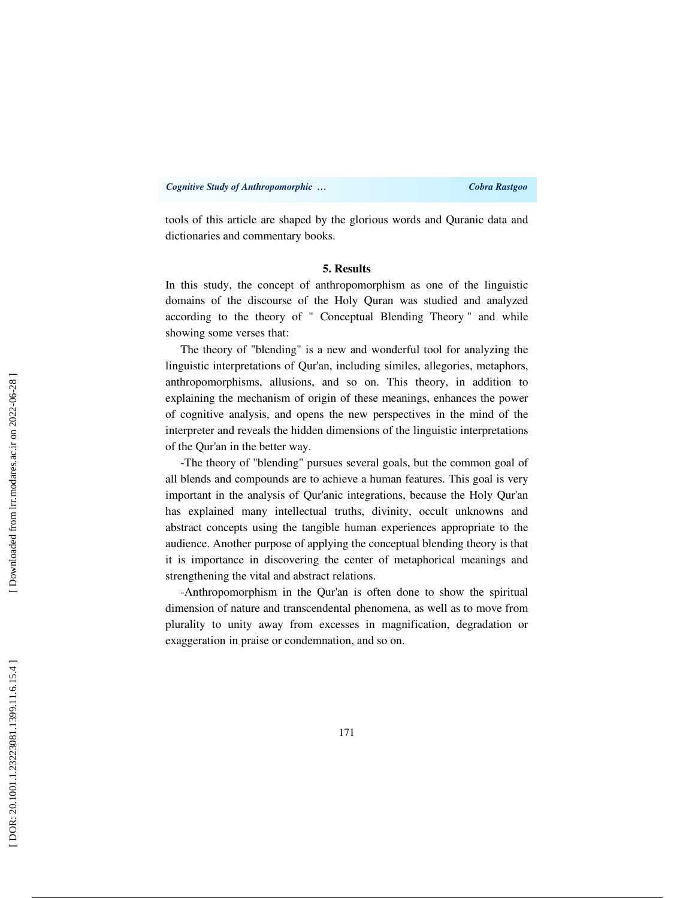tools of this article are shaped by the glorious words and Quranic data and dictionaries and commentary books.

## 5. Results

In this study, the concept of anthropomorphism as one of the linguistic domains of the discourse of the Holy Quran was studied and analyzed according to the theory of " Conceptual Blending Theory " and while showing some verses that:

The theory of "blending" is a new and wonderful tool for analyzing the linguistic interpretations of Qur'an, including similes, allegories, metaphors, anthropomorphisms, allusions, and so on. This theory, in addition to explaining the mechanism of origin of these meanings, enhances the power of cognitive analysis, and opens the new perspectives in the mind of the interpreter and reveals the hidden dimensions of the linguistic interpretations of the Qur'an in the better way.

-The theory of "blending" pursues several goals, but the common goal of all blends and compounds are to achieve a human features. This goal is very important in the analysis of Qur'anic integrations, because the Holy Qur'an has explained many intellectual truths, divinity, occult unknowns and abstract concepts using the tangible human experiences appropriate to the audience. Another purpose of applying the conceptual blending theory is that it is importance in discovering the center of metaphorical meanings and strengthening the vital and abstract relations.

-Anthropomorphism in the Qur'an is often done to show the spiritual dimension of nature and transcendental phenomena, as well as to move from plurality to unity away from excesses in magnification, degradation or exaggeration in praise or condemnation, and so on.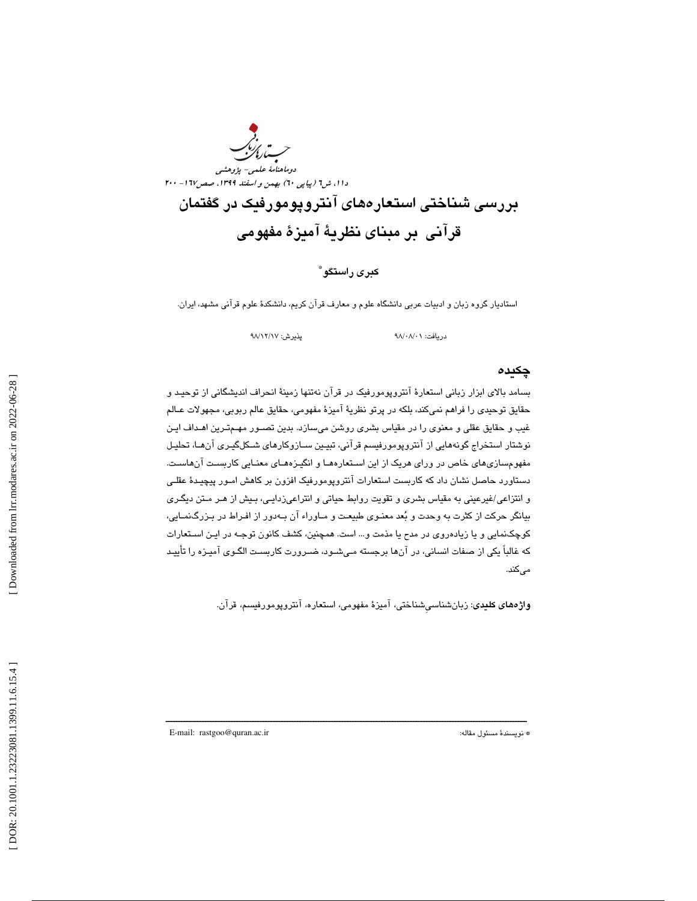# بررسی شناختی استعاره‌های آنتروپومورفیک در گفتمان قرآنی بر مبنای نظریهٔ آمیزهٔ مفهومی

کبری راستگو*

استادیار گروه زبان و ادبیات عربی دانشگاه علوم و معارف قرآن کریم، دانشکدهٔ علوم قرآنی مشهد، ایران.

دریافت: ۹۸/۰۸/۰۱ پذیرش: ۹۸/۱۲/۱۷

## چکیده

بسامد بالای ابزار زبانی استعارهٔ آنتروپومورفیک در قرآن نه‌تنها زمینهٔ انحراف اندیشگانی از توحید و حقایق توحیدی را فراهم نمی‌کند، بلکه در پرتو نظریهٔ آمیزهٔ مفهومی، حقایق عالم ربوبی، مجهولات عالم غیب و حقایق عقلی و معنوی را در مقیاس بشری روشن می‌سازد. بدین تصور مهم‌ترین اهداف این نوشتار استخراج گونه‌هایی از آنتروپومورفیسم قرآنی، تبیین سازوکارهای شکل‌گیری آن‌ها، تحلیل مفهوم‌سازی‌های خاص در ورای هریک از این استعاره‌ها و انگیزه‌های معنایی کاربست آن‌هاست. دستاورد حاصل نشان داد که کاربست استعارات آنتروپومورفیک افزون بر کاهش امور پیچیدهٔ عقلی و انتزاعی/غیرعینی به مقیاس بشری و تقویت روابط حیاتی و انتزاعی‌زدایی، بیش از هر متن دیگری بیانگر حرکت از کثرت به وحدت و بُعد معنوی طبیعت و ماوراء آن به‌دور از افراط در بزرگ‌نمایی، کوچک‌نمایی و یا زیاده‌روی در مدح یا مذمت و... است. همچنین، کشف کانون توجه در این استعارات که غالباً یکی از صفات انسانی، در آن‌ها برجسته می‌شود، ضرورت کاربست الگوی آمیزه را تأیید می‌کند.

**واژه‌های کلیدی**: زبان‌شناسیِ‌شناختی، آمیزهٔ مفهومی، استعاره، آنتروپومورفیسم، قرآن.

---

* نویسندهٔ مسئول مقاله: E-mail: rastgoo@quran.ac.ir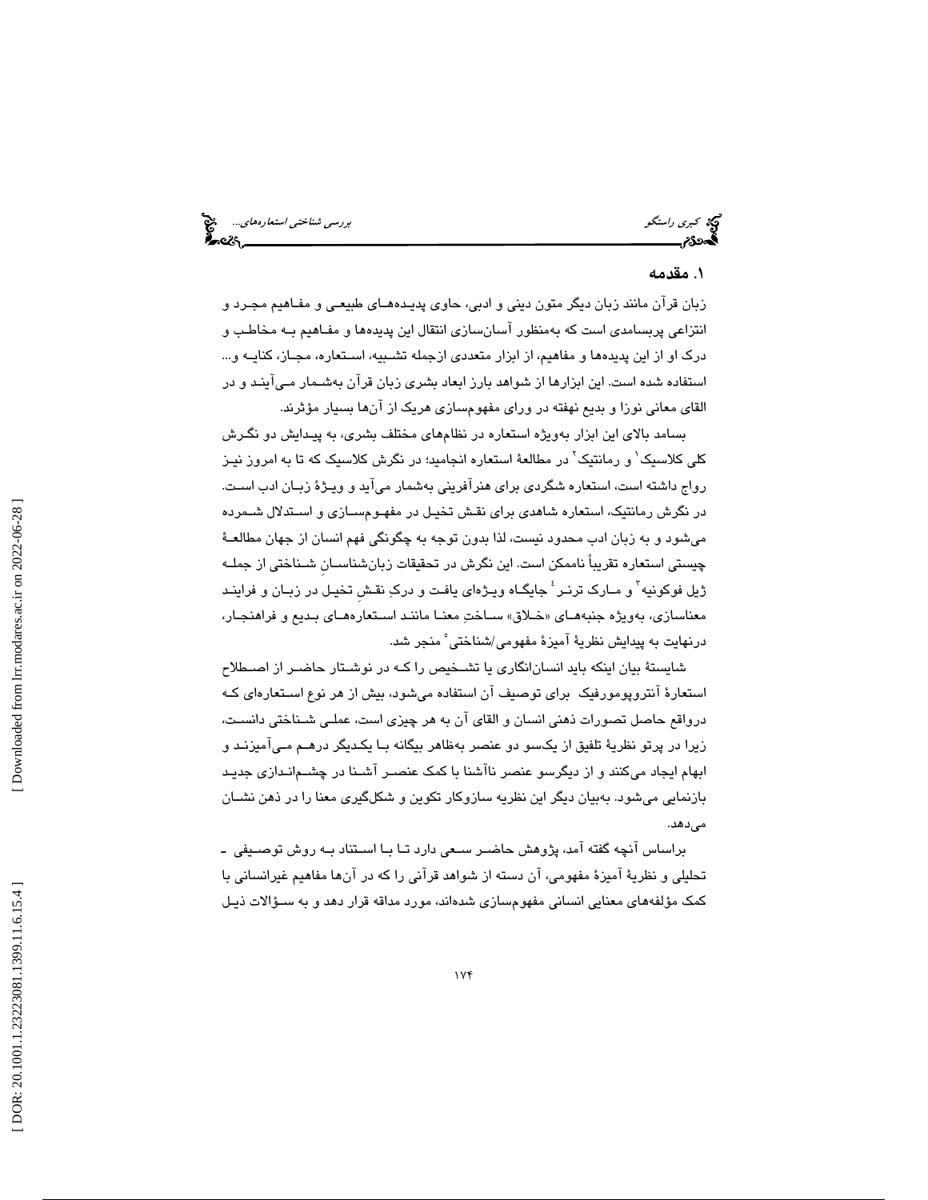## ۱. مقدمه

زبان قرآن مانند زبان دیگر متون دینی و ادبی، حاوی پدیده‌های طبیعی و مفاهیم مجرد و انتزاعی پربسامدی است که به‌منظور آسان‌سازی انتقال این پدیده‌ها و مفاهیم بـه مخاطب و درک او از این پدیده‌ها و مفاهیم، از ابزار متعددی ازجمله تشبیه، اسـتعاره، مجـاز، کنایـه و... استفاده شده است. این ابزارها از شواهد بارز ابعاد بشری زبان قرآن به‌شمار مـی‌آینـد و در القای معانی نوزا و بدیع نهفته در ورای مفهوم‌سازی هریک از آن‌ها بسیار مؤثرند.

بسامد بالای این ابزار به‌ویژه استعاره در نظام‌های مختلف بشری، به پیـدایش دو نگـرش کلی کلاسیک[1] و رمانتیک[2] در مطالعهٔ استعاره انجامید؛ در نگرش کلاسیک که تا به امروز نیـز رواج داشته است، استعاره شگردی برای هنرآفرینی به‌شمار می‌آید و ویـژهٔ زبـان ادب اسـت. در نگرش رمانتیک، استعاره شاهدی برای نقش تخیل در مفهوم‌سـازی و اسـتدلال شـمرده می‌شود و به زبان ادب محدود نیست، لذا بدون توجه به چگونگی فهم انسان از جهان مطالعـهٔ چیستی استعاره تقریباً ناممکن است. این نگرش در تحقیقات زبان‌شناسـانِ شـناختی از جملـه ژیل فوکونیه[3] و مـارک ترنـر[4] جایگـاه ویـژه‌ای یافـت و درکِ نقـشِ تخیـل در زبـان و فراینـد معناسازی، به‌ویژه جنبه‌هـای «خـلاق» سـاختِ معنـا ماننـد اسـتعاره‌هـای بـدیع و فراهنجـار، درنهایت به پیدایش نظریهٔ آمیزهٔ مفهومی/شناختی[5] منجر شد.

شایستهٔ بیان اینکه باید انسان‌انگاری یا تشـخیص را کـه در نوشـتار حاضـر از اصـطلاح استعارهٔ آنتروپومورفیک برای توصیف آن استفاده می‌شود، بیش از هر نوع اسـتعاره‌ای کـه درواقع حاصل تصورات ذهنی انسان و القای آن به هر چیزی است، عملـی شـناختی دانسـت، زیرا در پرتو نظریهٔ تلفیق از یک‌سو دو عنصر به‌ظاهر بیگانه بـا یکـدیگر درهـم مـی‌آمیزنـد و ابهام ایجاد می‌کنند و از دیگرسو عنصر ناآشنا با کمک عنصـر آشـنا در چشـم‌انـدازی جدیـد بازنمایی می‌شود. به‌بیان دیگر این نظریه سازوکار تکوین و شکل‌گیری معنا را در ذهن نشـان می‌دهد.

براساس آنچه گفته آمد، پژوهش حاضـر سـعی دارد تـا بـا اسـتناد بـه روش توصـیفی ـ تحلیلی و نظریهٔ آمیزهٔ مفهومی، آن دسته از شواهد قرآنی را که در آن‌ها مفاهیم غیرانسانی با کمک مؤلفه‌های معنایی انسانی مفهوم‌سازی شده‌اند، مورد مداقه قرار دهد و به سـؤالات ذیـل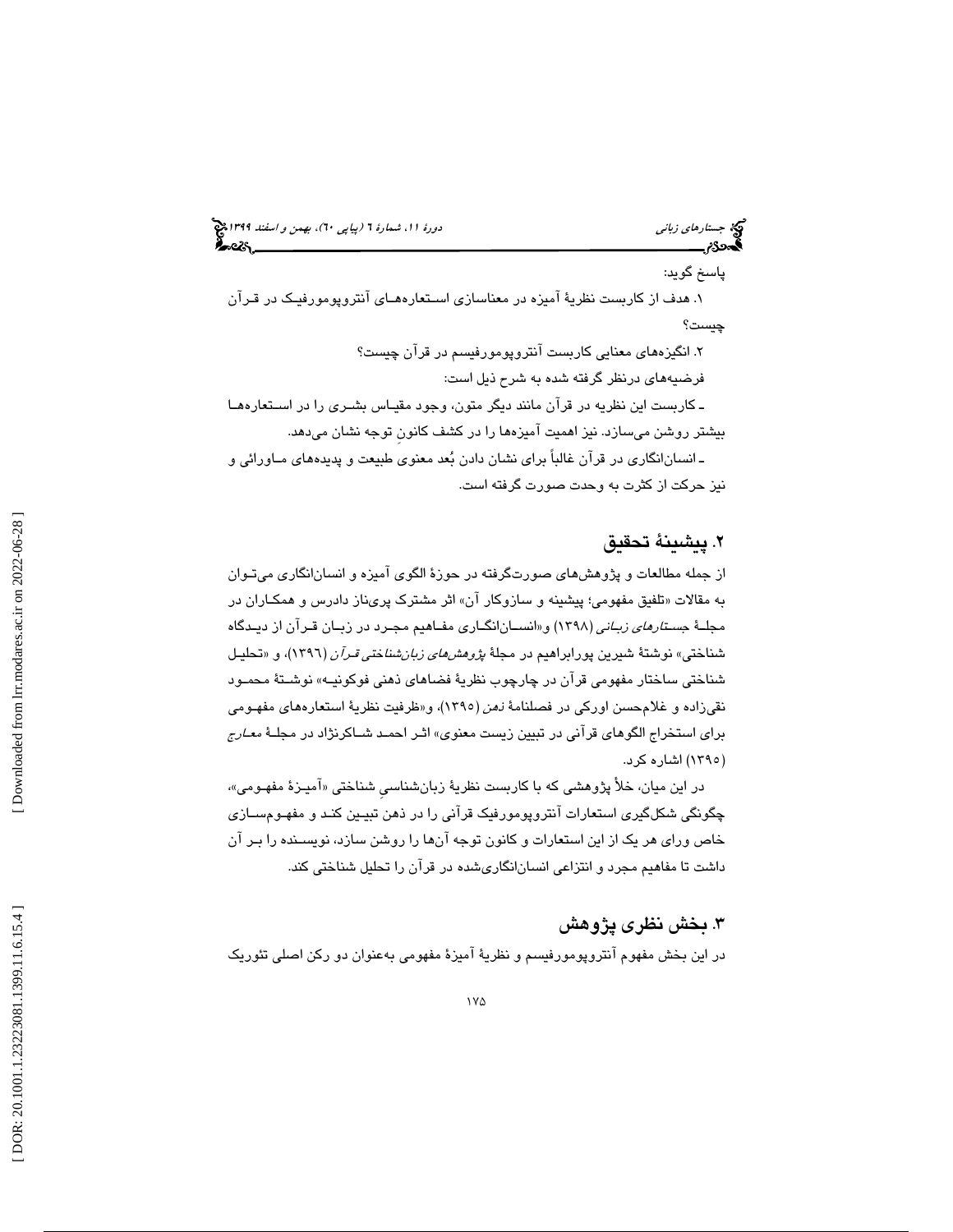پاسخ گوید:

۱. هدف از کاربست نظریهٔ آمیزه در معناسازی استعاره‌های آنتروپومورفیک در قرآن چیست؟

۲. انگیزه‌های معنایی کاربست آنتروپومورفیسم در قرآن چیست؟

فرضیه‌های درنظر گرفته شده به شرح ذیل است:

ـ کاربست این نظریه در قرآن مانند دیگر متون، وجود مقیاس بشری را در استعاره‌ها بیشتر روشن می‌سازد. نیز اهمیت آمیزه‌ها را در کشف کانونِ توجه نشان می‌دهد.

ـ انسان‌انگاری در قرآن غالباً برای نشان دادن بُعد معنوی طبیعت و پدیده‌های ماورائی و نیز حرکت از کثرت به وحدت صورت گرفته است.

## ۲. پیشینهٔ تحقیق

از جمله مطالعات و پژوهش‌های صورت‌گرفته در حوزهٔ الگوی آمیزه و انسان‌انگاری می‌توان به مقالات «تلفیق مفهومی؛ پیشینه و سازوکار آن» اثر مشترک پری‌ناز دادرس و همکاران در مجلهٔ *جستارهای زبانی* (۱۳۹۸) و«انسان‌انگاری مفاهیم مجرد در زبان قرآن از دیدگاه شناختی» نوشتهٔ شیرین پورابراهیم در مجلهٔ *پژوهش‌های زبان‌شناختی قرآن* (۱۳۹۶)، و «تحلیل شناختی ساختار مفهومی قرآن در چارچوب نظریهٔ فضاهای ذهنی فوکونیه» نوشتهٔ محمود نقی‌زاده و غلام‌حسن اورکی در فصلنامهٔ *ذهن* (۱۳۹۵)، و«ظرفیت نظریهٔ استعاره‌های مفهومی برای استخراج الگوهای قرآنی در تبیین زیست معنوی» اثر احمد شاکرنژاد در مجلهٔ *معارج* (۱۳۹۵) اشاره کرد.

در این میان، خلأ پژوهشی که با کاربست نظریهٔ زبان‌شناسیِ شناختی «آمیزهٔ مفهومی»، چگونگی شکل‌گیری استعارات آنتروپومورفیک قرآنی را در ذهن تبیین کند و مفهوم‌سازی خاص ورای هر یک از این استعارات و کانون توجه آن‌ها را روشن سازد، نویسنده را بر آن داشت تا مفاهیم مجرد و انتزاعی انسان‌انگاری‌شده در قرآن را تحلیل شناختی کند.

## ۳. بخش نظری پژوهش

در این بخش مفهوم آنتروپومورفیسم و نظریهٔ آمیزهٔ مفهومی به‌عنوان دو رکن اصلی تئوریک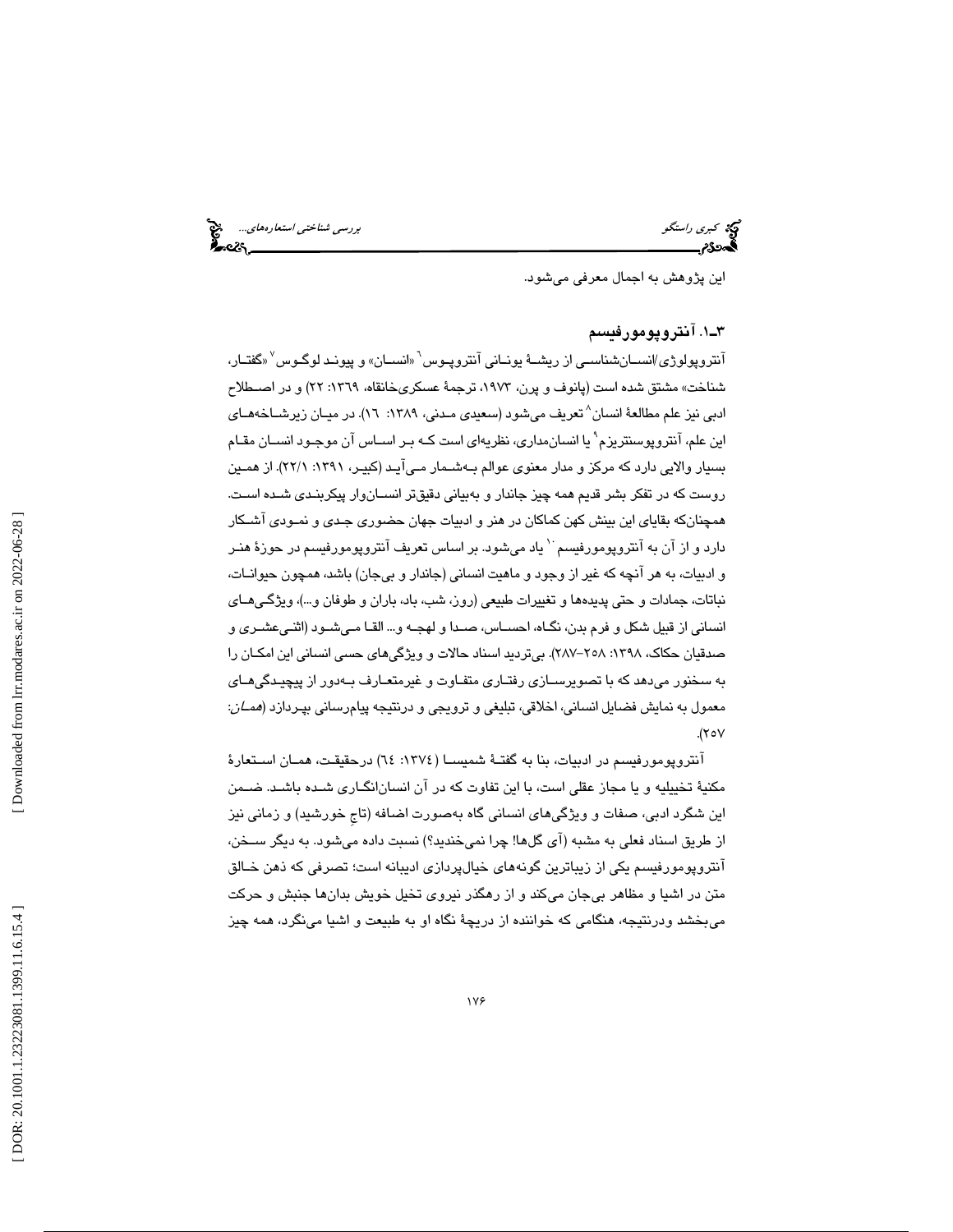این پژوهش به اجمال معرفی می‌شود.

### ۳ـ۱. آنتروپومورفیسم

آنتروپولوژی/انسان‌شناسی از ریشهٔ یونانی آنتروپوس[6] «انسان» و پیوند لوگوس[7] «گفتار، شناخت» مشتق شده است (پانوف و پرن، ۱۹۷۳، ترجمهٔ عسکری‌خانقاه، ۱۳۶۹: ۲۲) و در اصطلاح ادبی نیز علم مطالعهٔ انسان[8] تعریف می‌شود (سعیدی مدنی، ۱۳۸۹: ۱۶). در میان زیرشاخه‌های این علم، آنتروپوسنتریزم[9] یا انسان‌مداری، نظریه‌ای است که بر اساس آن موجود انسان مقام بسیار والایی دارد که مرکز و مدار معنوی عوالم به‌شمار می‌آید (کبیر، ۱۳۹۱: ۲۲/۱). از همین روست که در تفکر بشر قدیم همه چیز جاندار و به‌بیانی دقیق‌تر انسان‌وار پیکربندی شده است. همچنان‌که بقایای این بینش کهن کماکان در هنر و ادبیات جهان حضوری جدی و نمودی آشکار دارد و از آن به آنتروپومورفیسم[10] یاد می‌شود. بر اساس تعریف آنتروپومورفیسم در حوزهٔ هنر و ادبیات، به هر آنچه که غیر از وجود و ماهیت انسانی (جاندار و بی‌جان) باشد، همچون حیوانات، نباتات، جمادات و حتی پدیده‌ها و تغییرات طبیعی (روز، شب، باد، باران و طوفان و...)، ویژگی‌های انسانی از قبیل شکل و فرم بدن، نگاه، احساس، صدا و لهجه و... القا می‌شود (اثنی‌عشری و صدقیان حکاک، ۱۳۹۸: ۲۵۸-۲۸۷). بی‌تردید اسناد حالات و ویژگی‌های حسی انسانی این امکان را به سخنور می‌دهد که با تصویرسازی رفتاری متفاوت و غیرمتعارف به‌دور از پیچیدگی‌های معمول به نمایش فضایل انسانی، اخلاقی، تبلیغی و ترویجی و درنتیجه پیام‌رسانی بپردازد (*همان*: ۲۵۷).

آنتروپومورفیسم در ادبیات، بنا به گفتهٔ شمیسا (۱۳۷۴: ٦٤) درحقیقت، همان استعارهٔ مکنیهٔ تخییلیه و یا مجاز عقلی است، با این تفاوت که در آن انسان‌انگاری شده باشد. ضمن این شگرد ادبی، صفات و ویژگی‌های انسانی گاه به‌صورت اضافه (تاجِ خورشید) و زمانی نیز از طریق اسناد فعلی به مشبه (آی گل‌ها! چرا نمی‌خندید؟) نسبت داده می‌شود. به دیگر سخن، آنتروپومورفیسم یکی از زیباترین گونه‌های خیال‌پردازی ادیبانه است؛ تصرفی که ذهن خالق متن در اشیا و مظاهر بی‌جان می‌کند و از رهگذر نیروی تخیل خویش بدان‌ها جنبش و حرکت می‌بخشد ودرنتیجه، هنگامی که خواننده از دریچهٔ نگاه او به طبیعت و اشیا می‌نگرد، همه چیز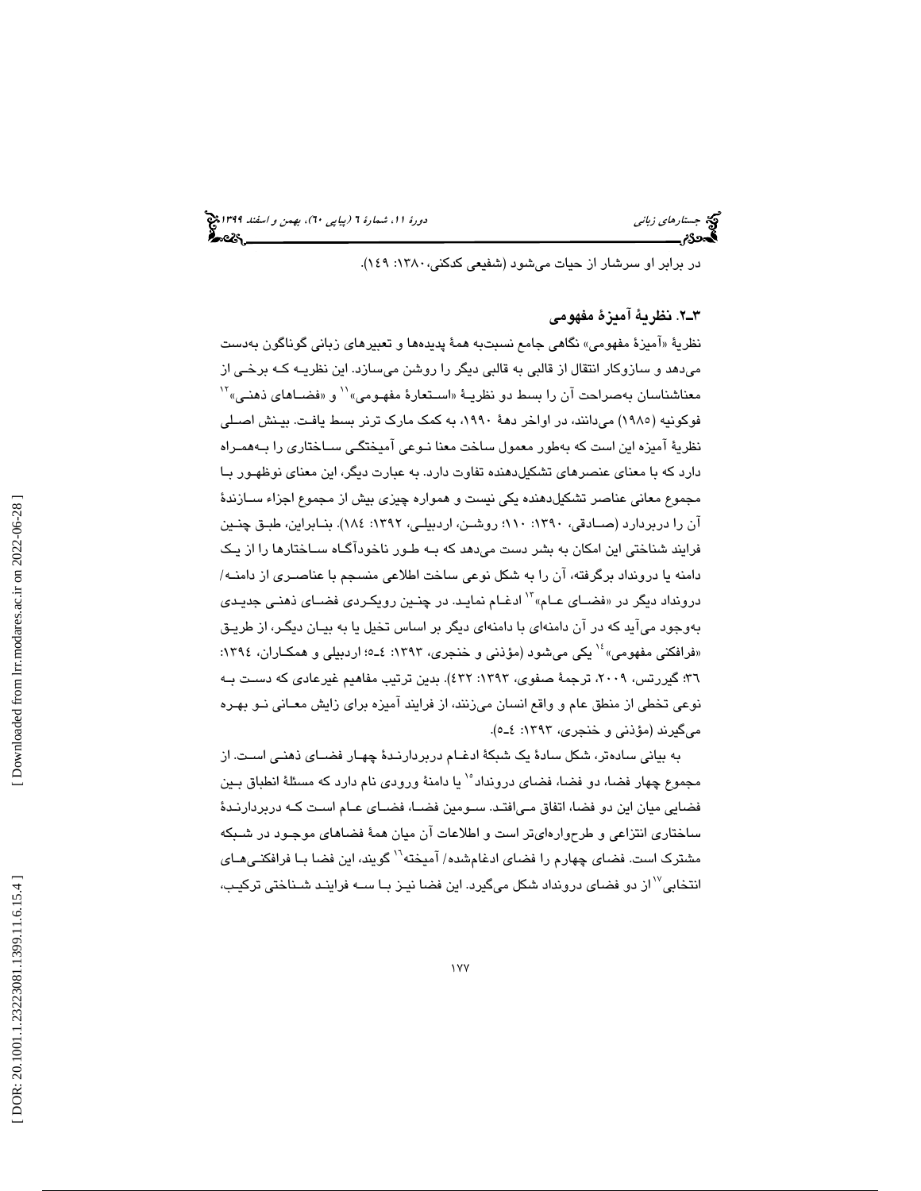در برابر او سرشار از حیات می‌شود (شفیعی کدکنی،۱۳۸۰: ۱۴۹).

### ۳ـ۲. نظریهٔ آمیزهٔ مفهومی

نظریهٔ «آمیزهٔ مفهومی» نگاهی جامع نسبت‌به همهٔ پدیده‌ها و تعبیرهای زبانی گوناگون به‌دست می‌دهد و سازوکار انتقال از قالبی به قالبی دیگر را روشن می‌سازد. این نظریه که برخی از معناشناسان به‌صراحت آن را بسط دو نظریهٔ «استعارهٔ مفهومی»[11] و «فضاهای ذهنی»[12] فوکونیه (۱۹۸۵) می‌دانند، در اواخر دههٔ ۱۹۹۰، به کمک مارک ترنر بسط یافت. بینش اصلی نظریهٔ آمیزه این است که به‌طور معمول ساخت معنا نوعی آمیختگی ساختاری را به‌همراه دارد که با معنای عنصرهای تشکیل‌دهنده تفاوت دارد. به عبارت دیگر، این معنای نوظهور با مجموع معانی عناصر تشکیل‌دهنده یکی نیست و همواره چیزی بیش از مجموع اجزاء سازندهٔ آن را دربردارد (صادقی، ۱۳۹۰: ۱۱۰؛ روشن، اردبیلی، ۱۳۹۲: ۱۸۴). بنابراین، طبق چنین فرایند شناختی این امکان به بشر دست می‌دهد که به طور ناخودآگاه ساختارها را از یک دامنه یا درونداد برگرفته، آن را به شکل نوعی ساخت اطلاعی منسجم با عناصری از دامنه/ درونداد دیگر در «فضای عام»[13] ادغام نماید. در چنین رویکردی فضای ذهنی جدیدی به‌وجود می‌آید که در آن دامنه‌ای با دامنه‌ای دیگر بر اساس تخیل یا به بیان دیگر، از طریق «فرافکنی مفهومی»[14] یکی می‌شود (مؤذنی و خنجری، ۱۳۹۳: ۴ـ۵؛ اردبیلی و همکاران، ۱۳۹۴: ۳۶؛ گیررتس، ۲۰۰۹، ترجمهٔ صفوی، ۱۳۹۳: ۴۳۲). بدین ترتیب مفاهیم غیرعادی که دست به نوعی تخطی از منطق عام و واقع انسان می‌زنند، از فرایند آمیزه برای زایش معانی نو بهره می‌گیرند (مؤذنی و خنجری، ۱۳۹۳: ۴ـ۵).

به بیانی ساده‌تر، شکل سادهٔ یک شبکهٔ ادغام دربردارندهٔ چهار فضای ذهنی است. از مجموع چهار فضا، دو فضا، فضای درونداد[15] یا دامنهٔ ورودی نام دارد که مسئلهٔ انطباق بین فضایی میان این دو فضا، اتفاق می‌افتد. سومین فضا، فضای عام است که دربردارندهٔ ساختاری انتزاعی و طرح‌واره‌ای‌تر است و اطلاعات آن میان همهٔ فضاهای موجود در شبکه مشترک است. فضای چهارم را فضای ادغام‌شده/ آمیخته[16] گویند، این فضا با فرافکنی‌های انتخابی[17] از دو فضای درونداد شکل می‌گیرد. این فضا نیز با سه فرایند شناختی ترکیب،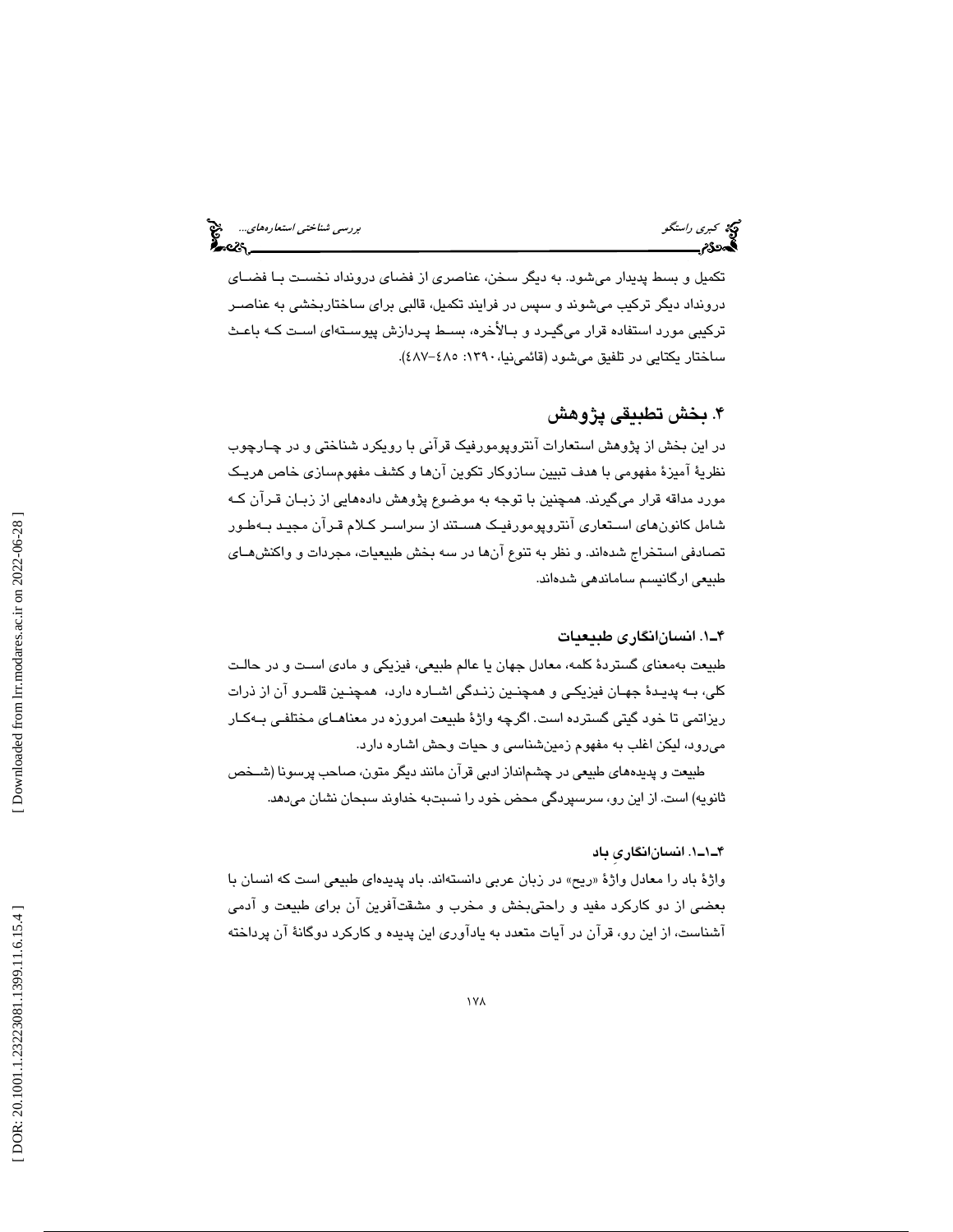تکمیل و بسط پدیدار می‌شود. به دیگر سخن، عناصری از فضای درونداد نخست با فضای درونداد دیگر ترکیب می‌شوند و سپس در فرایند تکمیل، قالبی برای ساختاربخشی به عناصر ترکیبی مورد استفاده قرار می‌گیرد و بالأخره، بسط پردازش پیوسته‌ای است که باعث ساختار یکتایی در تلفیق می‌شود (قائمی‌نیا، ۱۳۹۰: ۴۸۵–۴۸۷).

## ۴. بخش تطبیقی پژوهش

در این بخش از پژوهش استعارات آنتروپومورفیک قرآنی با رویکرد شناختی و در چارچوب نظریهٔ آمیزهٔ مفهومی با هدف تبیین سازوکار تکوین آن‌ها و کشف مفهوم‌سازی خاص هریک مورد مداقه قرار می‌گیرند. همچنین با توجه به موضوع پژوهش داده‌هایی از زبان قرآن که شامل کانون‌های استعاری آنتروپومورفیک هستند از سراسر کلام قرآن مجید به‌طور تصادفی استخراج شده‌اند. و نظر به تنوع آن‌ها در سه بخش طبیعیات، مجردات و واکنش‌های طبیعی ارگانیسم ساماندهی شده‌اند.

### ۴ـ۱. انسان‌انگاری طبیعیات

طبیعت به‌معنای گستردهٔ کلمه، معادل جهان یا عالم طبیعی، فیزیکی و مادی است و در حالت کلی، به پدیدهٔ جهان فیزیکی و همچنین زندگی اشاره دارد، همچنین قلمرو آن از ذرات ریزاتمی تا خود گیتی گسترده است. اگرچه واژهٔ طبیعت امروزه در معناهای مختلفی به‌کار می‌رود، لیکن اغلب به مفهوم زمین‌شناسی و حیات وحش اشاره دارد.

طبیعت و پدیده‌های طبیعی در چشم‌انداز ادبی قرآن مانند دیگر متون، صاحب پرسونا (شخص ثانویه) است. از این رو، سرسپردگی محض خود را نسبت‌به خداوند سبحان نشان می‌دهد.

#### ۴ـ۱ـ۱. انسان‌انگاریِ باد

واژهٔ باد را معادل واژهٔ «ریح» در زبان عربی دانسته‌اند. باد پدیده‌ای طبیعی است که انسان با بعضی از دو کارکرد مفید و راحتی‌بخش و مخرب و مشقت‌آفرین آن برای طبیعت و آدمی آشناست، از این رو، قرآن در آیات متعدد به یادآوری این پدیده و کارکرد دوگانهٔ آن پرداخته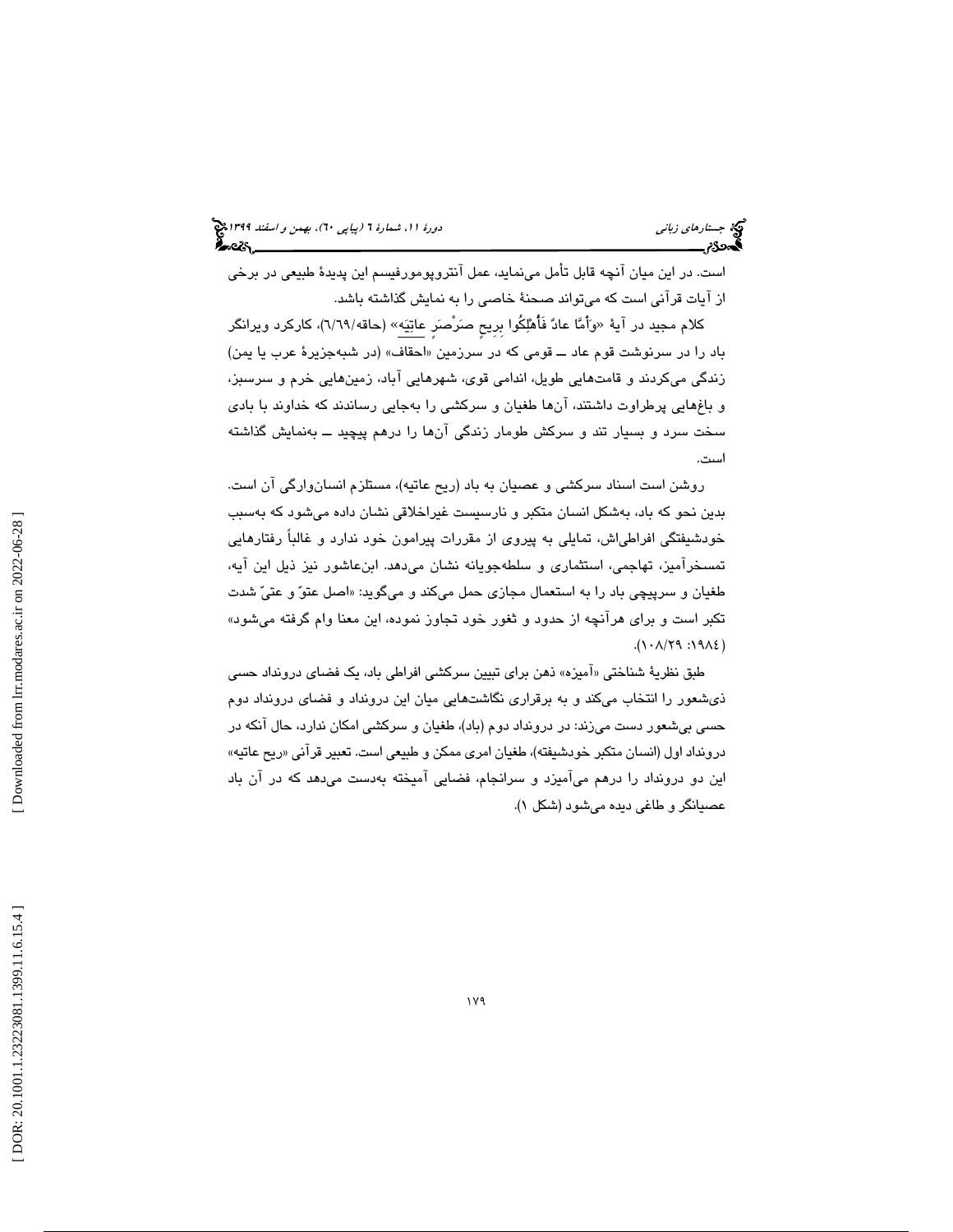است. در این میان آنچه قابل تأمل می‌نماید، عمل آنتروپومورفیسم این پدیدهٔ طبیعی در برخی از آیات قرآنی است که می‌تواند صحنهٔ خاصی را به نمایش گذاشته باشد.

کلام مجید در آیهٔ «وَأَمَّا عادٌ فَأُهْلِکُوا بِرِیحٍ صَرْصَرٍ عاتِیَه» (حاقه/٦٩/٦)، کارکرد ویرانگر باد را در سرنوشت قوم عاد ــ قومی که در سرزمین «احقاف» (در شبه‌جزیرهٔ عرب یا یمن) زندگی می‌کردند و قامت‌هایی طویل، اندامی قوی، شهرهایی آباد، زمین‌هایی خرم و سرسبز، و باغ‌هایی پرطراوت داشتند، آن‌ها طغیان و سرکشی را به‌جایی رساندند که خداوند با بادی سخت سرد و بسیار تند و سرکش طومار زندگی آن‌ها را درهم پیچید ــ به‌نمایش گذاشته است.

روشن است اسناد سرکشی و عصیان به باد (ریح عاتیه)، مستلزم انسان‌وارگی آن است. بدین نحو که باد، به‌شکل انسان متکبر و نارسیست غیراخلاقی نشان داده می‌شود که به‌سبب خودشیفتگی افراطی‌اش، تمایلی به پیروی از مقررات پیرامون خود ندارد و غالباً رفتارهایی تمسخرآمیز، تهاجمی، استثماری و سلطه‌جویانه نشان می‌دهد. ابن‌عاشور نیز ذیل این آیه، طغیان و سرپیچی باد را به استعمال مجازی حمل می‌کند و می‌گوید: «اصل عتوّ و عتیّ شدت تکبر است و برای هرآنچه از حدود و ثغور خود تجاوز نموده، این معنا وام گرفته می‌شود» (١٩٨٤: ١٠٨/٢٩).

طبق نظریهٔ شناختی «آمیزه» ذهن برای تبیین سرکشی افراطی باد، یک فضای درونداد حسی ذی‌شعور را انتخاب می‌کند و به برقراری نگاشت‌هایی میان این درونداد و فضای درونداد دوم حسی بی‌شعور دست می‌زند: در درونداد دوم (باد)، طغیان و سرکشی امکان ندارد، حال آنکه در درونداد اول (انسان متکبر خودشیفته)، طغیان امری ممکن و طبیعی است. تعبیر قرآنی «ریح عاتیه» این دو درونداد را درهم می‌آمیزد و سرانجام، فضایی آمیخته به‌دست می‌دهد که در آن باد عصیانگر و طاغی دیده می‌شود (شکل ١).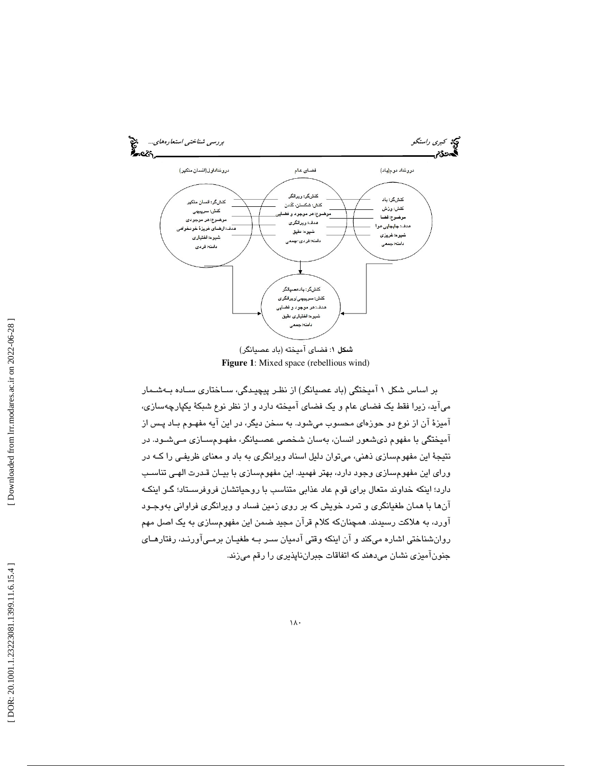درونداد اول(انسان متکبر)

کنشگر: انسان متکبر
کنش: سرپیچی
موضوع: هر موجودی
هدف: ارضای غریزهٔ خودخواهی
شیوه: اختیاری
دامنه: فردی

فضای عام

کنشگر: ویرانگر
کنش: شکستن، کندن
موضوع: هر موجود و فضایی
هدف: ویرانگری
شیوه: دقیق
دامنه: فردی-جمعی

درونداد دوم(باد)

کنشگر: باد
کنش: وزش
موضوع: فضا
هدف: جابجایی هوا
شیوه: غریزی
دامنه: جمعی

کنشگر: باد عصیانگر
کنش: سرپیچی/ویرانگری
هدف: هر موجود و فضایی
شیوه: اختیاری دقیق
دامنه: جمعی

**شکل ۱**: فضای آمیخته (باد عصیانگر)

**Figure 1**: Mixed space (rebellious wind)

بر اساس شکل ۱ آمیختگی (باد عصیانگر) از نظر پیچیدگی، ساختاری ساده به‌شمار می‌آید، زیرا فقط یک فضای عام و یک فضای آمیخته دارد و از نظر نوع شبکهٔ یکپارچه‌سازی، آمیزهٔ آن از نوع دو حوزه‌ای محسوب می‌شود. به سخن دیگر، در این آیه مفهوم باد پس از آمیختگی با مفهوم ذی‌شعور انسان، به‌سان شخصی عصیانگر، مفهوم‌سازی می‌شود. در نتیجهٔ این مفهوم‌سازی ذهنی، می‌توان دلیل اسناد ویرانگری به باد و معنای ظریفی را که در ورای این مفهوم‌سازی وجود دارد، بهتر فهمید. این مفهوم‌سازی با بیان قدرت الهی تناسب دارد؛ اینکه خداوند متعال برای قوم عاد عذابی متناسب با روحیاتشان فروفرستاد؛ گو اینکه آن‌ها با همان طغیانگری و تمرد خویش که بر روی زمین فساد و ویرانگری فراوانی به‌وجود آورد، به هلاکت رسیدند. همچنان‌که کلام قرآن مجید ضمن این مفهوم‌سازی به یک اصل مهم روان‌شناختی اشاره می‌کند و آن اینکه وقتی آدمیان سر به طغیان برمی‌آورند، رفتارهای جنون‌آمیزی نشان می‌دهند که اتفاقات جبران‌ناپذیری را رقم می‌زند.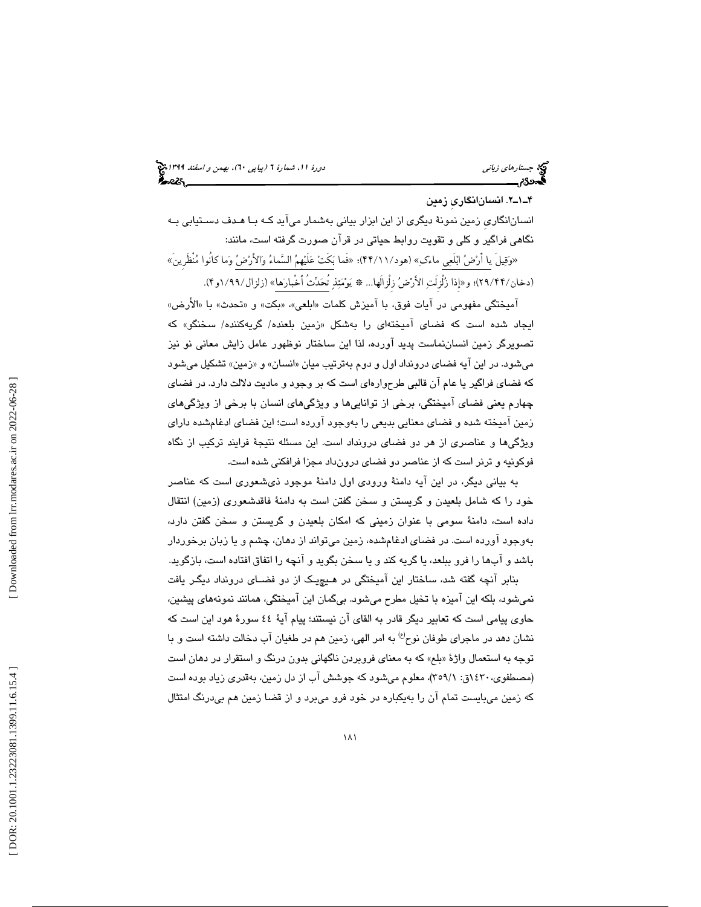#### ۴ـ۱ـ۲. انسان‌انگاریِ زمین

انسان‌انگاریِ زمین نمونهٔ دیگری از این ابزار بیانی به‌شمار می‌آید که با هدف دستیابی به نگاهی فراگیر و کلی و تقویت روابط حیاتی در قرآن صورت گرفته است، مانند:

«وَقِيلَ يا أَرْضُ ابْلَعِي ماءَكِ» (هود/۱۱/۴۴)؛ «فَما بَكَتْ عَلَيْهِمُ السَّماءُ وَالأَرْضُ وَما كانُوا مُنْظَرِينَ» (دخان/۴۴/۲۹)؛ و «إِذا زُلْزِلَتِ الأَرْضُ زِلْزالَها... ※ يَوْمَئِذٍ تُحَدِّثُ أَخْبارَها» (زلزال/۹۹/۱و۴).

آمیختگی مفهومی در آیات فوق، با آمیزش کلمات «ابلعی»، «بکت» و «تحدث» با «الأرض» ایجاد شده است که فضای آمیخته‌ای را به‌شکل «زمین بلعنده/ گریه‌کننده/ سخنگو» که تصویرگر زمین انسان‌نماست پدید آورده، لذا این ساختار نوظهور عامل زایش معانی نو نیز می‌شود. در این آیه فضای درونداد اول و دوم به‌ترتیب میان «انسان» و «زمین» تشکیل می‌شود که فضای فراگیر یا عام آن قالبی طرح‌واره‌ای است که بر وجود و مادیت دلالت دارد. در فضای چهارم یعنی فضای آمیختگی، برخی از توانایی‌ها و ویژگی‌های انسان با برخی از ویژگی‌های زمین آمیخته شده و فضای معنایی بدیعی را به‌وجود آورده است؛ این فضای ادغام‌شده دارای ویژگی‌ها و عناصری از هر دو فضای درونداد است. این مسئله نتیجهٔ فرایند ترکیب از نگاه فوکونیه و ترنر است که از عناصر دو فضای درون‌داد مجزا فرافکنی شده است.

به بیانی دیگر، در این آیه دامنهٔ ورودی اول دامنهٔ موجود ذی‌شعوری است که عناصر خود را که شامل بلعیدن و گریستن و سخن گفتن است به دامنهٔ فاقدشعوری (زمین) انتقال داده است، دامنهٔ سومی با عنوان زمینی که امکان بلعیدن و گریستن و سخن گفتن دارد، به‌وجود آورده است. در فضای ادغام‌شده، زمین می‌تواند از دهان، چشم و یا زبان برخوردار باشد و آب‌ها را فرو ببلعد، یا گریه کند و یا سخن بگوید و آنچه را اتفاق افتاده است، بازگوید.

بنابر آنچه گفته شد، ساختار این آمیختگی در هیچ‌یک از دو فضای درونداد دیگر یافت نمی‌شود، بلکه این آمیزه با تخیل مطرح می‌شود. بی‌گمان این آمیختگی، همانند نمونه‌های پیشین، حاوی پیامی است که تعابیر دیگر قادر به القای آن نیستند؛ پیام آیهٔ ٤٤ سورهٔ هود این است که نشان دهد در ماجرای طوفان نوح(ع) به امر الهی، زمین هم در طغیان آب دخالت داشته است و با توجه به استعمال واژهٔ «بلع» که به معنای فروبردن ناگهانی بدون درنگ و استقرار در دهان است (مصطفوی، ١٤٣٠ق: ٣٥٩/١)، معلوم می‌شود که جوشش آب از دل زمین، به‌قدری زیاد بوده است که زمین می‌بایست تمام آن را به‌یکباره در خود فرو می‌برد و از قضا زمین هم بی‌درنگ امتثال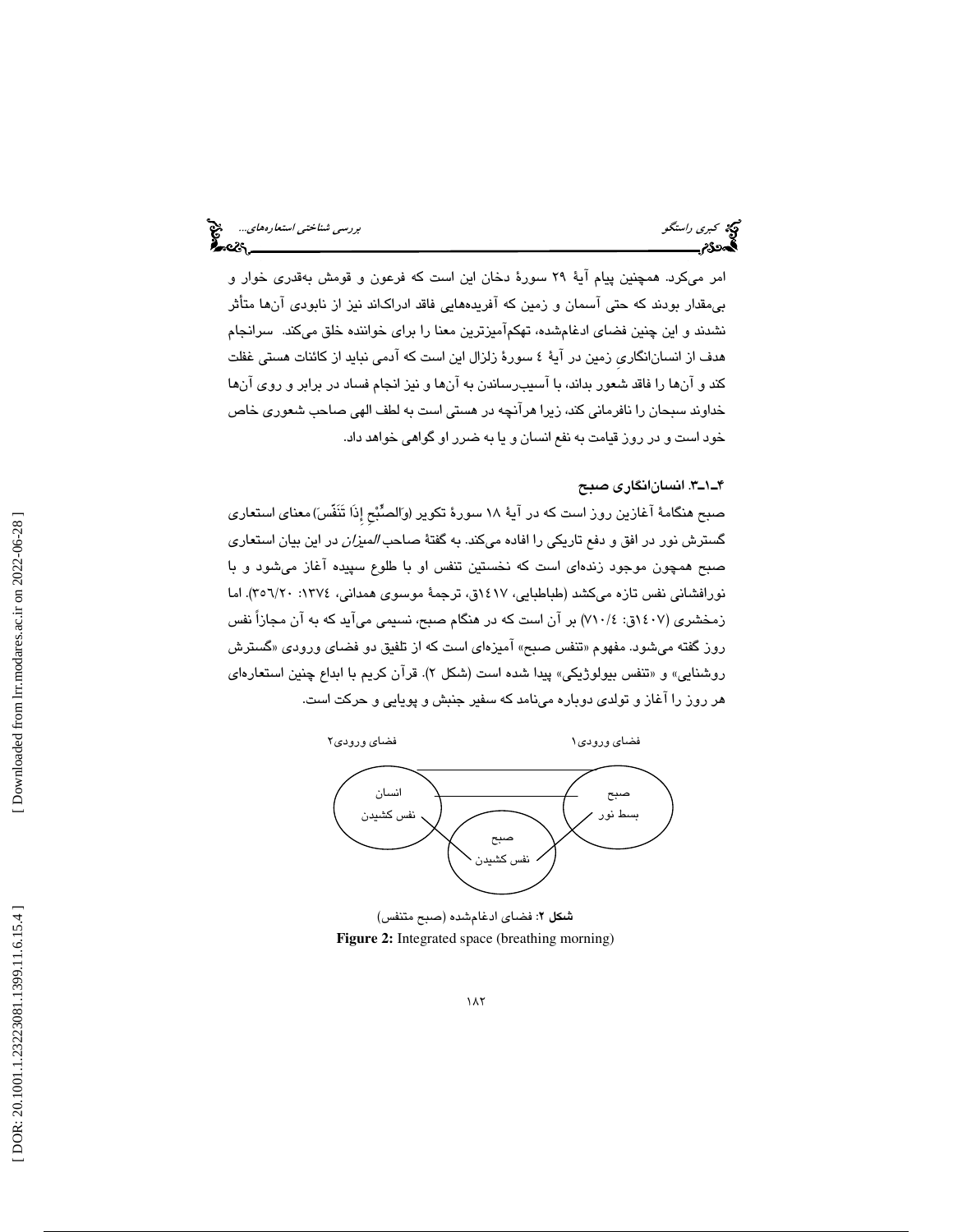امر می‌کرد. همچنین پیام آیهٔ ۲۹ سورهٔ دخان این است که فرعون و قومش به‌قدری خوار و بی‌مقدار بودند که حتی آسمان و زمین که آفریده‌هایی فاقد ادراک‌اند نیز از نابودی آن‌ها متأثر نشدند و این چنین فضای ادغام‌شده، تهکم‌آمیزترین معنا را برای خواننده خلق می‌کند. سرانجام هدف از انسان‌انگاریِ زمین در آیهٔ ٤ سورهٔ زلزال این است که آدمی نباید از کائنات هستی غفلت کند و آن‌ها را فاقد شعور بداند، با آسیب‌رساندن به آن‌ها و نیز انجام فساد در برابر و روی آن‌ها خداوند سبحان را نافرمانی کند، زیرا هرآنچه در هستی است به لطف الهی صاحب شعوری خاص خود است و در روز قیامت به نفع انسان و یا به ضرر او گواهی خواهد داد.

### ۴ـ۱ـ۳. انسان‌انگاری صبح

صبح هنگامهٔ آغازین روز است که در آیهٔ ۱۸ سورهٔ تکویر (وَالصُّبْحِ إِذَا تَنَفَّسَ) معنای استعاری گسترش نور در افق و دفع تاریکی را افاده می‌کند. به گفتهٔ صاحب *المیزان* در این بیان استعاری صبح همچون موجود زنده‌ای است که نخستین تنفس او با طلوع سپیده آغاز می‌شود و با نورافشانی نفس تازه می‌کشد (طباطبایی، ١٤١٧ق، ترجمهٔ موسوی همدانی، ١٣٧٤: ٣٥٦/٢٠). اما زمخشری (١٤٠٧ق: ٧١٠/٤) بر آن است که در هنگام صبح، نسیمی می‌آید که به آن مجازاً نفس روز گفته می‌شود. مفهوم «تنفس صبح» آمیزه‌ای است که از تلفیق دو فضای ورودی «گسترش روشنایی» و «تنفس بیولوژیکی» پیدا شده است (شکل ٢). قرآن کریم با ابداع چنین استعاره‌ای هر روز را آغاز و تولدی دوباره می‌نامد که سفیر جنبش و پویایی و حرکت است.

فضای ورودی۱: صبح — بسط نور

فضای ورودی۲: انسان — نفس کشیدن

فضای ادغام‌شده: صبح — نفس کشیدن

**شکل ۲**: فضای ادغام‌شده (صبح متنفس)

**Figure 2:** Integrated space (breathing morning)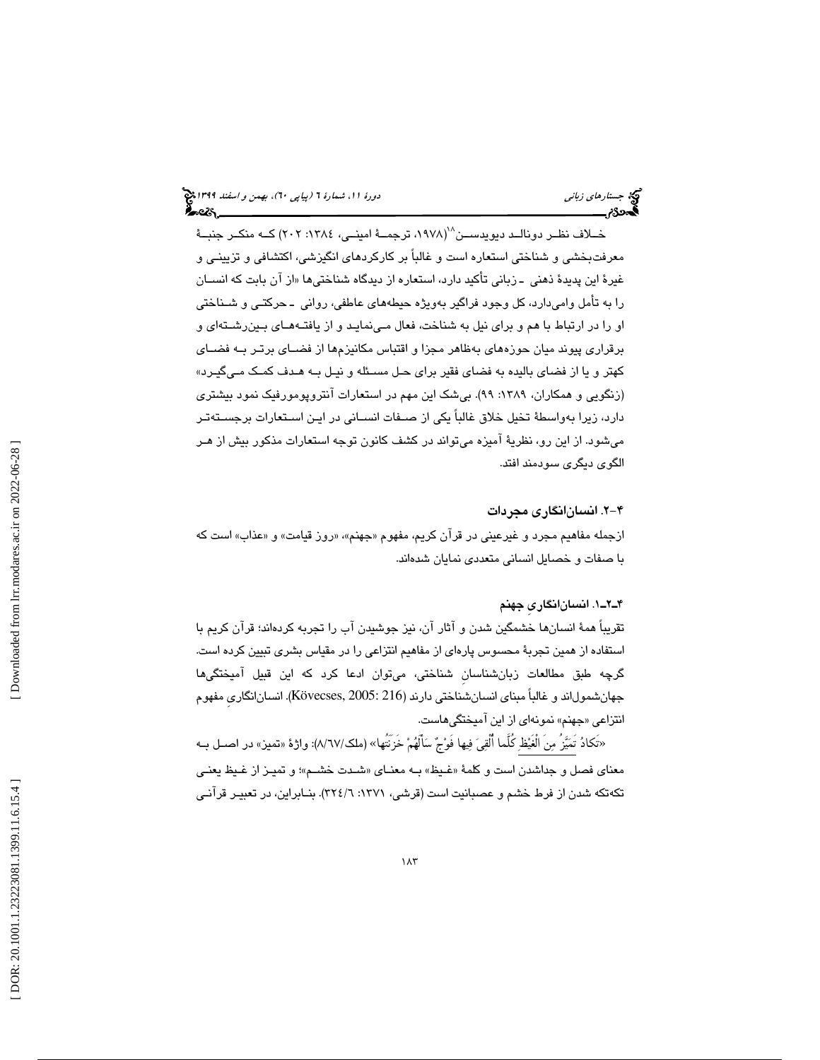خلاف نظر دونالد دیویدسن[18](۱۹۷۸، ترجمهٔ امینی، ۱۳۸٤: ۲۰۲) که منکر جنبهٔ معرفت‌بخشی و شناختی استعاره است و غالباً بر کارکردهای انگیزشی، اکتشافی و تزیینی و غیرهٔ این پدیدهٔ ذهنی ـ زبانی تأکید دارد، استعاره از دیدگاه شناختی‌ها «از آن بابت که انسان را به تأمل وامی‌دارد، کل وجود فراگیر به‌ویژه حیطه‌های عاطفی، روانی ـ حرکتی و شناختی او را در ارتباط با هم و برای نیل به شناخت، فعال می‌نماید و از یافته‌های بین‌رشته‌ای و برقراری پیوند میان حوزه‌های به‌ظاهر مجزا و اقتباس مکانیزم‌ها از فضای برتر به فضای کهتر و یا از فضای بالیده به فضای فقیر برای حل مسئله و نیل به هدف کمک می‌گیرد» (زنگویی و همکاران، ۱۳۸۹: ۹۹). بی‌شک این مهم در استعارات آنتروپومورفیک نمود بیشتری دارد، زیرا به‌واسطهٔ تخیل خلاق غالباً یکی از صفات انسانی در این استعارات برجسته‌تر می‌شود. از این رو، نظریهٔ آمیزه می‌تواند در کشف کانون توجه استعارات مذکور بیش از هر الگوی دیگری سودمند افتد.

### ۴-۲. انسان‌انگاری مجردات

ازجمله مفاهیم مجرد و غیرعینی در قرآن کریم، مفهوم «جهنم»، «روز قیامت» و «عذاب» است که با صفات و خصایل انسانی متعددی نمایان شده‌اند.

#### ۴ـ۲ـ۱. انسان‌انگاریِ جهنم

تقریباً همهٔ انسان‌ها خشمگین شدن و آثار آن، نیز جوشیدن آب را تجربه کرده‌اند؛ قرآن کریم با استفاده از همین تجربهٔ محسوس پاره‌ای از مفاهیم انتزاعی را در مقیاس بشری تبیین کرده است. گرچه طبق مطالعات زبان‌شناسانِ شناختی، می‌توان ادعا کرد که این قبیل آمیختگی‌ها جهان‌شمول‌اند و غالباً مبنای انسان‌شناختی دارند (Kövecses, 2005: 216). انسان‌انگاریِ مفهوم انتزاعی «جهنم» نمونه‌ای از این آمیختگی‌هاست.

«تَكادُ تَمَيَّزُ مِنَ الْغَيْظِ كُلَّما أُلْقِيَ فِيها فَوْجٌ سَأَلَهُمْ خَزَنَتُها» (ملک/۸/٦٧): واژهٔ «تمیز» در اصل به معنای فصل و جداشدن است و کلمهٔ «غیظ» به معنای «شدت خشم»؛ و تمیز از غیظ یعنی تکه‌تکه شدن از فرط خشم و عصبانیت است (قرشی، ۱۳۷۱: ۳۲٤/٦). بنابراین، در تعبیر قرآنی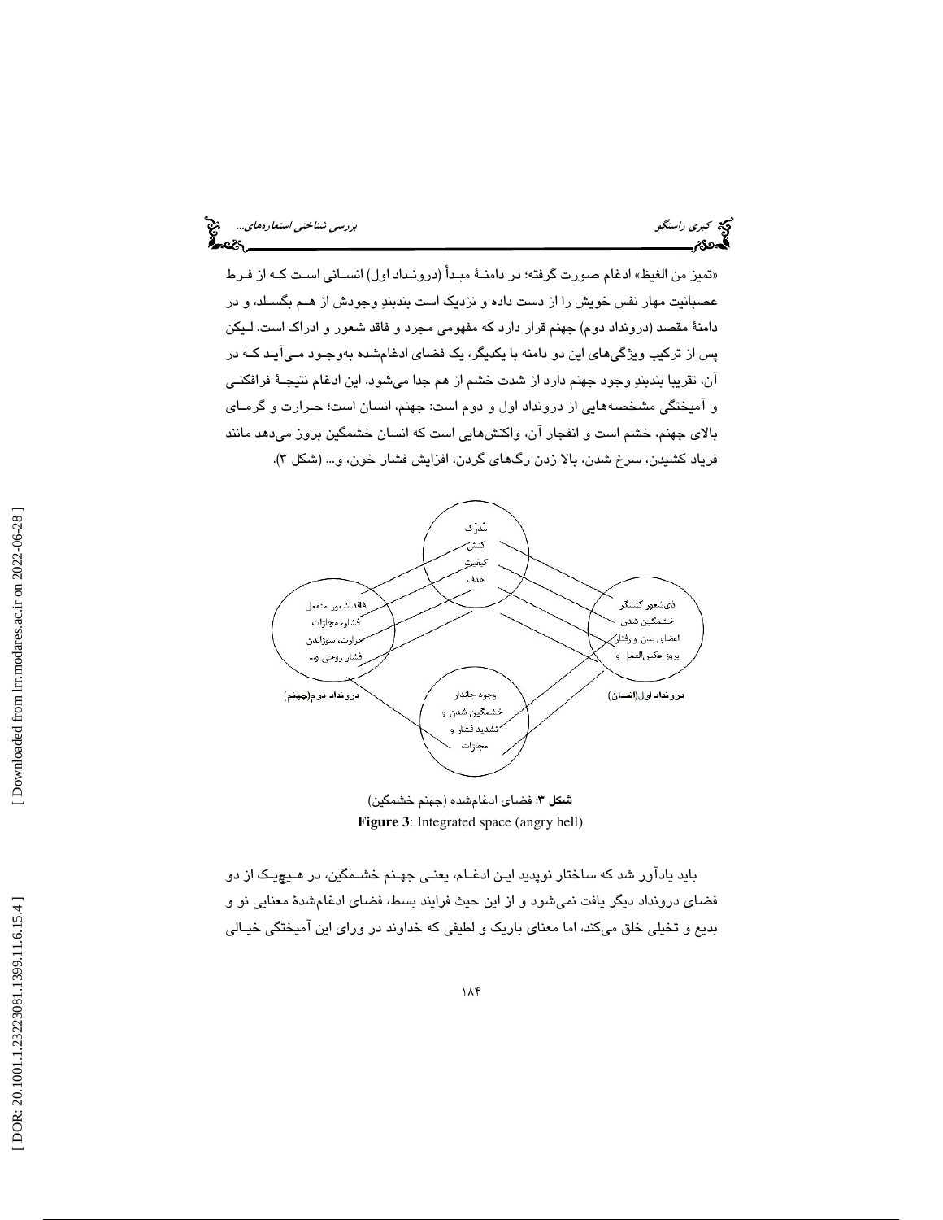«تمیز من الغیظ» ادغام صورت گرفته؛ در دامنـهٔ مبـدأ (درونـداد اول) انسـانی اسـت کـه از فـرط عصبانیت مهار نفس خویش را از دست داده و نزدیک است بندبندِ وجودش از هـم بگسـلد، و در دامنهٔ مقصد (درونداد دوم) جهنم قرار دارد که مفهومی مجرد و فاقد شعور و ادراک است. لـیکن پس از ترکیب ویژگی‌های این دو دامنه با یکدیگر، یک فضای ادغام‌شده به‌وجـود مـی‌آیـد کـه در آن، تقریبا بندبندِ وجود جهنم دارد از شدت خشم از هم جدا می‌شود. این ادغام نتیجـهٔ فرافکنـی و آمیختگی مشخصه‌هایی از درونداد اول و دوم است: جهنم، انسان است؛ حـرارت و گرمـای بالای جهنم، خشم است و انفجار آن، واکنش‌هایی است که انسان خشمگین بروز می‌دهد مانند فریاد کشیدن، سرخ شدن، بالا زدن رگ‌های گردن، افزایش فشار خون، و... (شکل ۳).

شکل ۳: فضای ادغام‌شده (جهنم خشمگین)

**Figure 3**: Integrated space (angry hell)

باید یادآور شد که ساختار نوپدید ایـن ادغـام، یعنـی جهـنم خشـمگین، در هـیچ‌یـک از دو فضای درونداد دیگر یافت نمی‌شود و از این حیث فرایند بسط، فضای ادغام‌شدهٔ معنایی نو و بدیع و تخیلی خلق می‌کند، اما معنای باریک و لطیفی که خداوند در ورای این آمیختگی خیـالی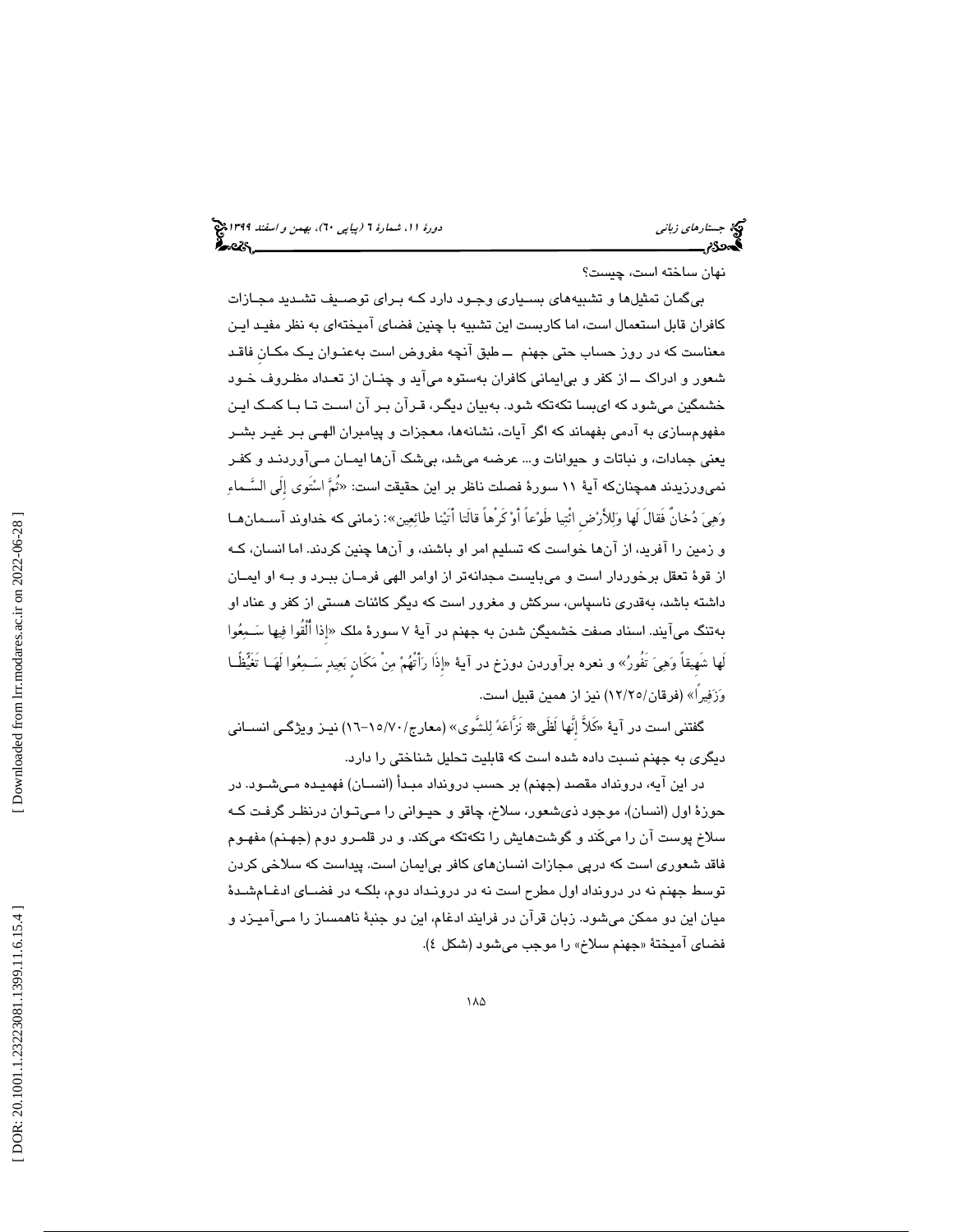نهان ساخته است، چیست؟

بی‌گمان تمثیل‌ها و تشبیه‌های بسیاری وجود دارد که برای توصیف تشدید مجازات کافران قابل استعمال است، اما کاربست این تشبیه با چنین فضای آمیخته‌ای به نظر مفید این معناست که در روز حساب حتی جهنم ــ طبق آنچه مفروض است به‌عنوان یک مکانِ فاقد شعور و ادراک ــ از کفر و بی‌ایمانی کافران به‌ستوه می‌آید و چنان از تعداد مظروف خود خشمگین می‌شود که ای‌بسا تکه‌تکه شود. به‌بیان دیگر، قرآن بر آن است تا با کمک این مفهوم‌سازی به آدمی بفهماند که اگر آیات، نشانه‌ها، معجزات و پیامبران الهی بر غیر بشر یعنی جمادات، و نباتات و حیوانات و... عرضه می‌شد، بی‌شک آن‌ها ایمان می‌آوردند و کفر نمی‌ورزیدند همچنان‌که آیۀ ۱۱ سورۀ فصلت ناظر بر این حقیقت است: «ثُمَّ اسْتَوى إِلَى السَّماءِ وَهِيَ دُخانٌ فَقالَ لَها وَلِلأَرْضِ ائْتِيا طَوْعاً أَوْ كَرْهاً قالَتا أَتَيْنا طائِعِين»: زمانی که خداوند آسمان‌ها و زمین را آفرید، از آن‌ها خواست که تسلیم امر او باشند، و آن‌ها چنین کردند. اما انسان، که از قوۀ تعقل برخوردار است و می‌بایست مجدانه‌تر از اوامر الهی فرمان ببرد و به او ایمان داشته باشد، به‌قدری ناسپاس، سرکش و مغرور است که دیگر کائنات هستی از کفر و عناد او به‌تنگ می‌آیند. اسناد صفت خشمگین شدن به جهنم در آیۀ ۷ سورۀ ملک «إِذا أُلْقُوا فِيها سَمِعُوا لَها شَهِيقاً وَهِيَ تَفُورُ» و نعره برآوردن دوزخ در آیۀ «إِذَا رَأَتْهُمْ مِنْ مَكَانٍ بَعِيدٍ سَمِعُوا لَهَا تَغَيُّظًا وَزَفِيراً» (فرقان/۱۲/۲۵) نیز از همین قبیل است.

گفتنی است در آیۀ «كَلاَّ إِنَّها لَظَى* نَزَّاعَةً لِلشَّوَى» (معارج/۷۰/۱۵–۱٦) نیز ویژگی انسانی دیگری به جهنم نسبت داده شده است که قابلیت تحلیل شناختی را دارد.

در این آیه، درونداد مقصد (جهنم) بر حسب درونداد مبدأ (انسان) فهمیده می‌شود. در حوزۀ اول (انسان)، موجود ذی‌شعور، سلاخ، چاقو و حیوانی را می‌توان درنظر گرفت که سلاخ پوست آن را می‌کَند و گوشت‌هایش را تکه‌تکه می‌کند. و در قلمرو دوم (جهنم) مفهوم فاقد شعوری است که درپی مجازات انسان‌های کافر بی‌ایمان است. پیداست که سلاخی کردن توسط جهنم نه در درونداد اول مطرح است نه در درونداد دوم، بلکه در فضای ادغام‌شدۀ میان این دو ممکن می‌شود. زبان قرآن در فرایند ادغام، این دو جنبۀ ناهمساز را می‌آمیزد و فضای آمیختۀ «جهنم سلاخ» را موجب می‌شود (شکل ٤).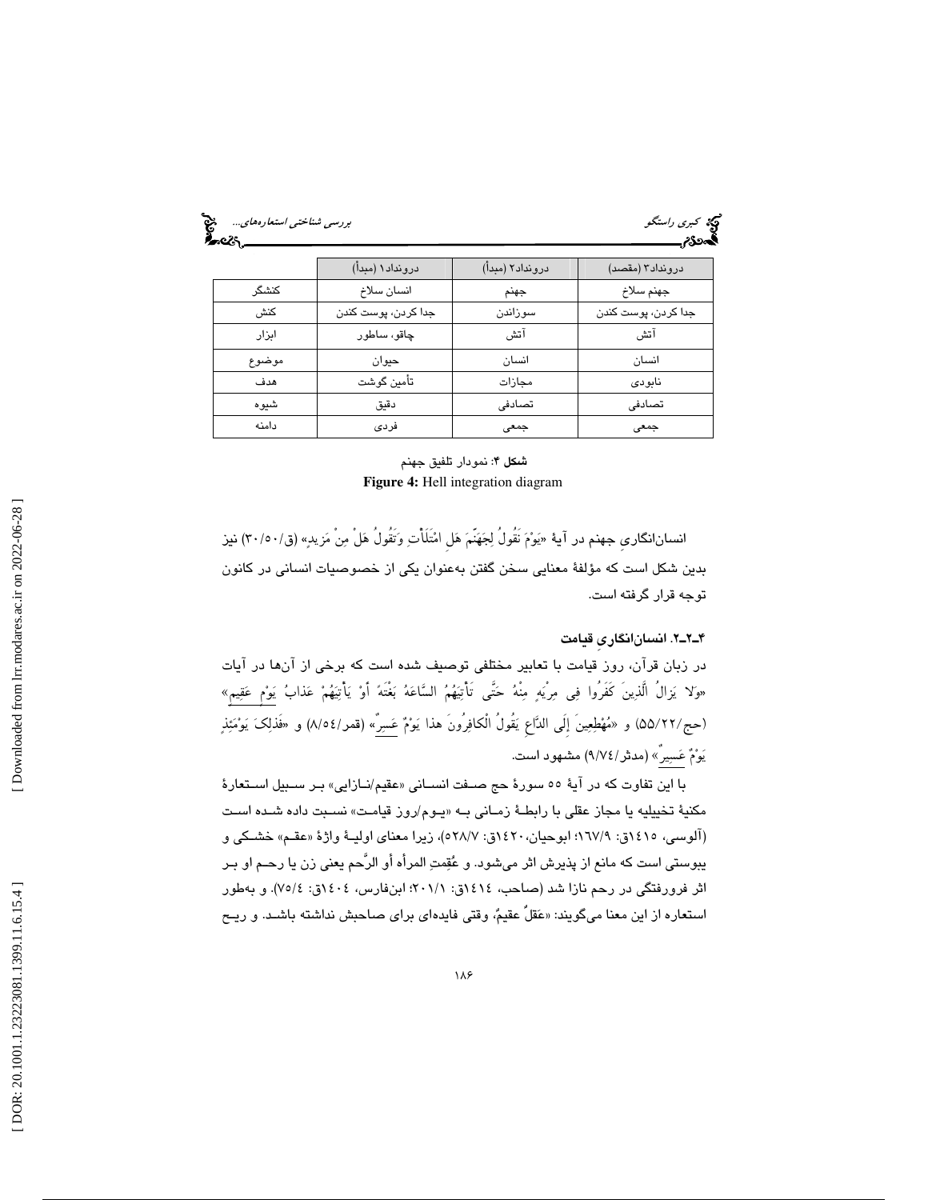| | درونداد۱ (مبدأ) | درونداد۲ (مبدأ) | درونداد۳ (مقصد) |
|---|---|---|---|
| کنشگر | انسان سلاخ | جهنم | جهنم سلاخ |
| کنش | جدا کردن، پوست کندن | سوزاندن | جدا کردن، پوست کندن |
| ابزار | چاقو، ساطور | آتش | آتش |
| موضوع | حیوان | انسان | انسان |
| هدف | تأمین گوشت | مجازات | نابودی |
| شیوه | دقیق | تصادفی | تصادفی |
| دامنه | فردی | جمعی | جمعی |

**شکل ۴**: نمودار تلفیق جهنم

**Figure 4:** Hell integration diagram

انسان‌انگاریِ جهنم در آیهٔ «یَوْمَ نَقُولُ لِجَهَنَّمَ هَلِ امْتَلَأْتِ وَتَقُولُ هَلْ مِنْ مَزِیدٍ» (ق/۵۰/۳۰) نیز بدین شکل است که مؤلفهٔ معنایی سخن گفتن به‌عنوان یکی از خصوصیات انسانی در کانون توجه قرار گرفته است.

#### ۴ـ۲ـ۲. انسان‌انگاریِ قیامت

در زبان قرآن، روز قیامت با تعابیر مختلفی توصیف شده است که برخی از آن‌ها در آیات «وَلا یَزالُ الَّذِینَ کَفَرُوا فِی مِرْیَةٍ مِنْهُ حَتَّى تَأْتِیَهُمُ السَّاعَةُ بَغْتَةً أَوْ یَأْتِیَهُمْ عَذابُ یَوْمٍ عَقِیمٍ» (حج/۲۲/۵۵) و «مُهْطِعِینَ إِلَى الدَّاعِ یَقُولُ الْکافِرُونَ هذا یَوْمٌ عَسِرٌ» (قمر/۵۴/۸) و «فَذلِکَ یَوْمَئِذٍ یَوْمٌ عَسِیرٌ» (مدثر/۷۴/۹) مشهود است.

با این تفاوت که در آیهٔ ۵۵ سورهٔ حج صفت انسانی «عقیم/نازایی» بر سبیل استعارهٔ مکنیهٔ تخییلیه یا مجاز عقلی با رابطهٔ زمانی به «یوم/روز قیامت» نسبت داده شده است (آلوسی، ۱۴۱۵ق: ۹/۱۶۷؛ ابوحیان،۱۴۲۰ق: ۷/۵۲۸)، زیرا معنای اولیهٔ واژهٔ «عقم» خشکی و یبوستی است که مانع از پذیرش اثر می‌شود. و عُقِمتِ المرأه أو الرَّحم یعنی زن یا رحم او بر اثر فرورفتگی در رحم نازا شد (صاحب، ۱۴۱۴ق: ۱/۲۰۱؛ ابن‌فارس، ۱۴۰۴ق: ۴/۷۵). و به‌طور استعاره از این معنا می‌گویند: «عَقلٌ عقیمٌ، وقتی فایده‌ای برای صاحبش نداشته باشد. و ریح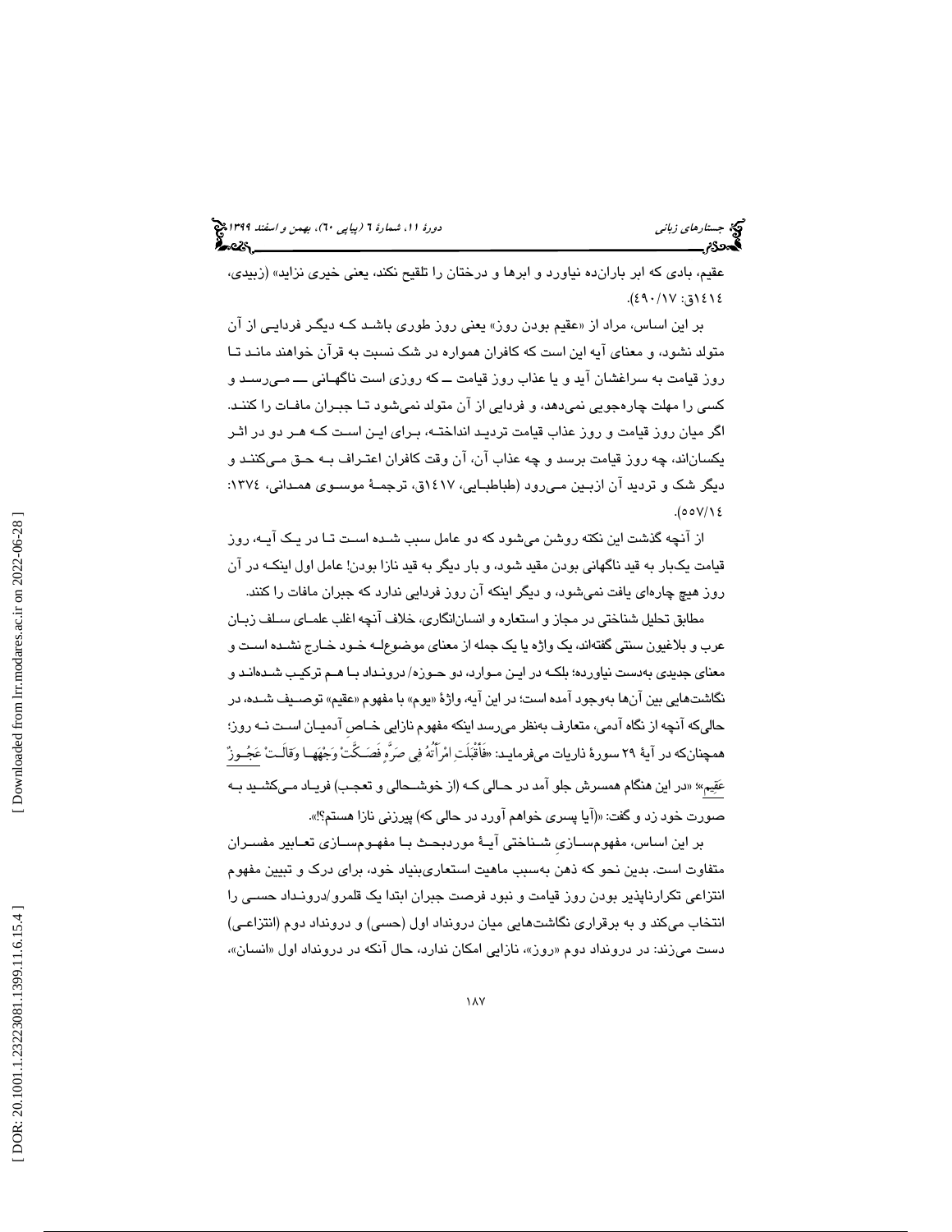عقیم، بادی که ابر باران‌ده نیاورد و ابرها و درختان را تلقیح نکند، یعنی خیری نزاید» (زبیدی، ١٤١٤ق: ١٧/٤٩٠).

بر این اساس، مراد از «عقیم بودن روز» یعنی روز طوری باشد که دیگر فردایی از آن متولد نشود، و معنای آیه این است که کافران همواره در شک نسبت به قرآن خواهند ماند تا روز قیامت به سراغشان آید و یا عذاب روز قیامت ــ که روزی است ناگهانی ــ می‌رسد و کسی را مهلت چاره‌جویی نمی‌دهد، و فردایی از آن متولد نمی‌شود تا جبران مافات را کنند. اگر میان روز قیامت و روز عذاب قیامت تردید انداخته، برای این است که هر دو در اثر یکسان‌اند، چه روز قیامت برسد و چه عذاب آن، آن وقت کافران اعتراف به حق می‌کنند و دیگر شک و تردید آن ازبین می‌رود (طباطبایی، ١٤١٧ق، ترجمهٔ موسوی همدانی، ١٣٧٤: ١٤/٥٥٧).

از آنچه گذشت این نکته روشن می‌شود که دو عامل سبب شده است تا در یک آیه، روز قیامت یک‌بار به قید ناگهانی بودن مقید شود، و بار دیگر به قید نازا بودن! عامل اول اینکه در آن روز هیچ چاره‌ای یافت نمی‌شود، و دیگر اینکه آن روز فردایی ندارد که جبران مافات را کنند.

مطابق تحلیل شناختی در مجاز و استعاره و انسان‌انگاری، خلاف آنچه اغلب علمای سلف زبان عرب و بلاغیون سنتی گفته‌اند، یک واژه یا یک جمله از معنای موضوعله خود خارج نشده است و معنای جدیدی به‌دست نیاورده؛ بلکه در این موارد، دو حوزه/ درونداد با هم ترکیب شده‌اند و نگاشت‌هایی بین آن‌ها به‌وجود آمده است؛ در این آیه، واژهٔ «یوم» با مفهوم «عقیم» توصیف شده، در حالی‌که آنچه از نگاه آدمی، متعارف به‌نظر می‌رسد اینکه مفهوم نازایی خاص آدمیان است نه روز؛ همچنان‌که در آیهٔ ٢٩ سورهٔ ذاریات می‌فرماید: «فَأَقْبَلَتِ امْرَأَتُهُ فِی صَرَّةٍ فَصَكَّتْ وَجْهَهَا وَقَالَتْ عَجُوزٌ عَقِيمٌ»؛ «در این هنگام همسرش جلو آمد در حالی که (از خوشحالی و تعجب) فریاد می‌کشید به صورت خود زد و گفت: «(آیا پسری خواهم آورد در حالی که) پیرزنی نازا هستم؟!».

بر این اساس، مفهوم‌سازیِ شناختی آیهٔ موردبحث با مفهوم‌سازی تعابیر مفسران متفاوت است. بدین نحو که ذهن به‌سبب ماهیت استعاری‌بنیاد خود، برای درک و تبیین مفهوم انتزاعی تکرارناپذیر بودن روز قیامت و نبود فرصت جبران ابتدا یک قلمرو/درونداد حسی را انتخاب می‌کند و به برقراری نگاشت‌هایی میان درونداد اول (حسی) و درونداد دوم (انتزاعی) دست می‌زند: در درونداد دوم «روز»، نازایی امکان ندارد، حال آنکه در درونداد اول «انسان»،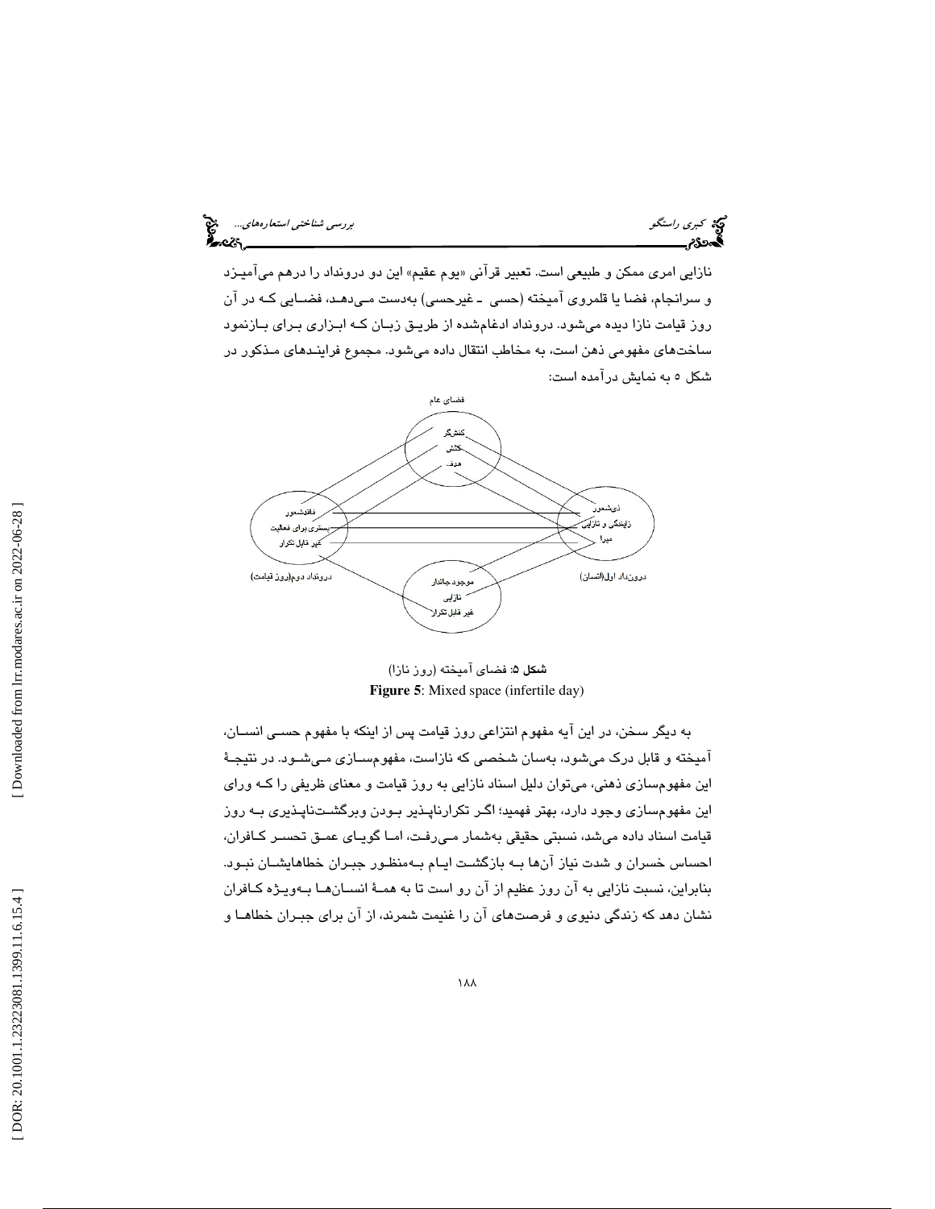نازایی امری ممکن و طبیعی است. تعبیر قرآنی «یوم عقیم» این دو درونداد را درهم می‌آمیزد و سرانجام، فضا یا قلمروی آمیخته (حسی ـ غیرحسی) به‌دست می‌دهد، فضایی که در آن روز قیامت نازا دیده می‌شود. درونداد ادغام‌شده از طریق زبان که ابزاری برای بازنمود ساخت‌های مفهومی ذهن است، به مخاطب انتقال داده می‌شود. مجموع فرایندهای مذکور در شکل ۵ به نمایش درآمده است:

فضای عام

کنشگر
کنش
هدف

فاقدشعور
بستری برای فعالیت
غیر قابل‌تکرار

ذی‌شعور
زایندگی و نازایی
میرا

درونداد دوم(روز قیامت)

درون‌داد اول(انسان)

موجود جاندار
نازایی
غیر قابل‌تکرار

**شکل ۵:** فضای آمیخته (روز نازا)

**Figure 5**: Mixed space (infertile day)

به دیگر سخن، در این آیه مفهوم انتزاعی روز قیامت پس از اینکه با مفهوم حسی انسان، آمیخته و قابل درک می‌شود، به‌سان شخصی که نازاست، مفهوم‌سازی می‌شود. در نتیجهٔ این مفهوم‌سازی ذهنی، می‌توان دلیل اسناد نازایی به روز قیامت و معنای ظریفی را که ورای این مفهوم‌سازی وجود دارد، بهتر فهمید؛ اگر تکرارناپذیر بودن وبرگشت‌ناپذیری به روز قیامت اسناد داده می‌شد، نسبتی حقیقی به‌شمار می‌رفت، اما گویای عمق تحسر کافران، احساس خسران و شدت نیاز آن‌ها به بازگشت ایام به‌منظور جبران خطاهایشان نبود. بنابراین، نسبت نازایی به آن روز عظیم از آن رو است تا به همهٔ انسان‌ها به‌ویژه کافران نشان دهد که زندگی دنیوی و فرصت‌های آن را غنیمت شمرند، از آن برای جبران خطاها و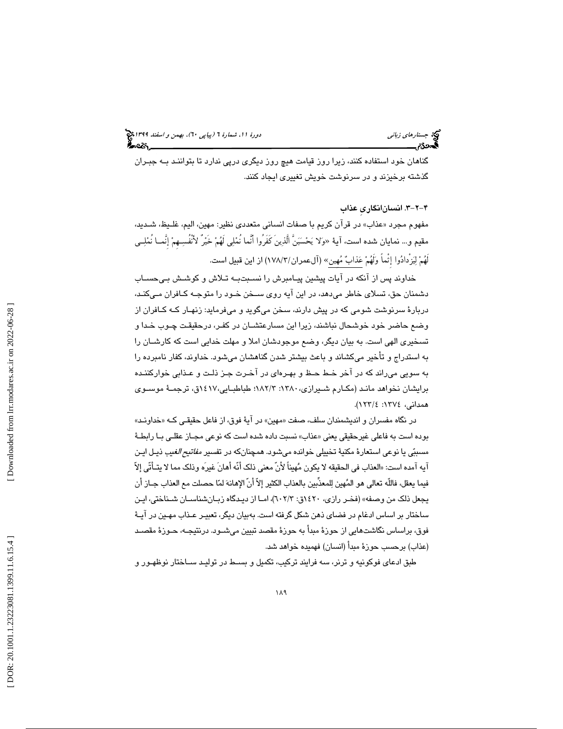گناهان خود استفاده کنند، زیرا روز قیامت هیچ روز دیگری درپی ندارد تا بتوانند بـه جبـران گذشته برخیزند و در سرنوشت خویش تغییری ایجاد کنند.

### ۴-۲-۳. انسان‌انگاریِ عذاب

مفهوم مجرد «عذاب» در قرآن کریم با صفات انسانی متعددی نظیر: مهین، الیم، غلـیظ، شـدید، مقیم و... نمایان شده است، آیهٔ «وَلا يَحْسَبَنَّ الَّذِينَ كَفَرُوا أَنَّما نُمْلِي لَهُمْ خَيْرٌ لأنْفُسِـهِمْ إِنَّمـا نُمْلِـي لَهُمْ لِيَزْدادُوا إِثْماً وَلَهُمْ عَذابٌ مُهِين» (آل‌عمران/۱۷۸/۳) از این قبیل است.

خداوند پس از آنکه در آیات پیشین پیـامبرش را نسـبت‌بـه تـلاش و کوشـش بـی‌حسـاب دشمنان حق، تسلای خاطر می‌دهد، در این آیه روی سـخن خـود را متوجـه کـافران مـی‌کنـد، دربارهٔ سرنوشت شومی که در پیش دارند، سخن می‌گوید و می‌فرماید: زنهـار کـه کـافران از وضع حاضر خود خوشحال نباشند، زیرا این مسارعتشـان در کفـر، درحقیقـت چـوب خـدا و تسخیری الهی است. به بیان دیگر، وضع موجودشان املا و مهلت خدایی است که کارشـان را به استدراج و تأخیر می‌کشاند و باعث بیشتر شدن گناهشان می‌شود. خداوند، کفار نامبرده را به سویی می‌راند که در آخر خـط حـظ و بهـره‌ای در آخـرت جـز ذلـت و عـذابی خوارکننـده برایشان نخواهد مانـد (مکـارم شـیرازی، ۱۳۸۰: ۱۸۲/۳؛ طباطبـایی،۱٤۱۷ق، ترجمـهٔ موسـوی همدانی، ۱۳۷٤: ۱۲۳/٤).

در نگاه مفسران و اندیشمندان سلف، صفت «مهین» در آیهٔ فوق، از فاعل حقیقـی کـه «خداونـد» بوده است به فاعلی غیرحقیقی یعنی «عذاب» نسبت داده شده است که نوعی مجـاز عقلـی بـا رابطـهٔ مسببّی یا نوعی استعارهٔ مکنیهٔ تخییلی خوانده می‌شود. همچنان‌که در تفسیر *مفاتیح الغیب* ذیـل ایـن آیه آمده است: «العذاب فی الحقیقه لا یکون مُهیناً لأنّ معنی ذلک أنّه أهانَ غیرَه وذلک مما لا یتـأتّی إلاّ فیما یعقل، فاللّه تعالی هو المُهین لِلمعذَّبین بالعذاب الکثیر إلاّ أنّ الإهانهَ لمّا حصلت مع العذاب جـاز أن یجعل ذلک من وصفه» (فخـر رازی، ۱٤۲۰ق: ٦۰۲/۳)، امـا از دیـدگاه زبـان‌شناسـان شـناختی، ایـن ساختار بر اساس ادغام در فضای ذهن شکل گرفته است. به‌بیان دیگر، تعبیـر عـذاب مهـین در آیـهٔ فوق، براساس نگاشت‌هایی از حوزهٔ مبدأ به حوزهٔ مقصد تبیین می‌شـود. درنتیجـه، حـوزهٔ مقصـد (عذاب) برحسب حوزهٔ مبدأ (انسان) فهمیده خواهد شد.

طبق ادعای فوکونیه و ترنر، سه فرایند ترکیب، تکمیل و بسـط در تولیـد سـاختار نوظهـور و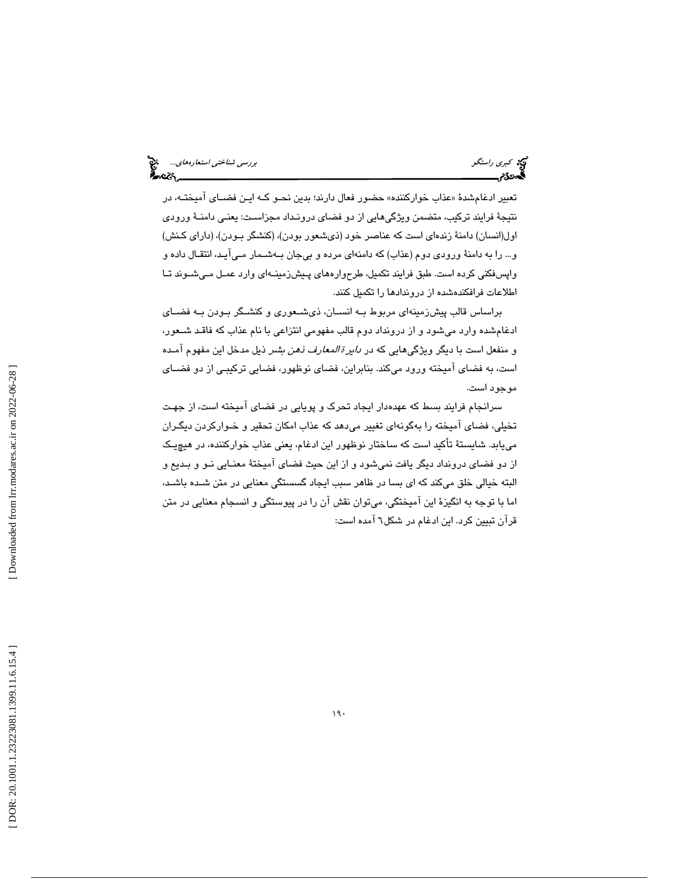تعبیر ادغام‌شدۀ «عذاب خوارکننده» حضور فعال دارند؛ بدین نحو که این فضای آمیخته، در نتیجۀ فرایند ترکیب، متضمن ویژگی‌هایی از دو فضای درونداد مجزاست: یعنی دامنۀ ورودی اول(انسان) دامنۀ زنده‌ای است که عناصر خود (ذی‌شعور بودن)، (کنشگر بودن)، (دارای کنش) و... را به دامنۀ ورودی دوم (عذاب) که دامنه‌ای مرده و بی‌جان به‌شمار می‌آید، انتقال داده و واپس‌فکنی کرده است. طبق فرایند تکمیل، طرح‌واره‌های پیش‌زمینه‌ای وارد عمل می‌شوند تا اطلاعات فرافکنده‌شده از دروندادها را تکمیل کنند.

براساس قالب پیش‌زمینه‌ای مربوط به انسان، ذی‌شعوری و کنشگر بودن به فضای ادغام‌شده وارد می‌شود و از درونداد دوم قالب مفهومی انتزاعی با نام عذاب که فاقد شعور، و منفعل است با دیگر ویژگی‌هایی که در *دایرةالمعارف ذهن بشر* ذیل مدخل این مفهوم آمده است، به فضای آمیخته ورود می‌کند. بنابراین، فضای نوظهور، فضایی ترکیبی از دو فضای موجود است.

سرانجام فرایند بسط که عهده‌دار ایجاد تحرک و پویایی در فضای آمیخته است، از جهت تخیلی، فضای آمیخته را به‌گونه‌ای تغییر می‌دهد که عذاب امکان تحقیر و خوارکردن دیگران می‌یابد. شایستۀ تأکید است که ساختار نوظهور این ادغام، یعنی عذاب خوارکننده، در هیچ‌یک از دو فضای درونداد دیگر یافت نمی‌شود و از این حیث فضای آمیختۀ معنایی نو و بدیع و البته خیالی خلق می‌کند که ای بسا در ظاهر سبب ایجاد گسستگی معنایی در متن شده باشد، اما با توجه به انگیزۀ این آمیختگی، می‌توان نقش آن را در پیوستگی و انسجام معنایی در متن قرآن تبیین کرد. این ادغام در شکل٦ آمده است: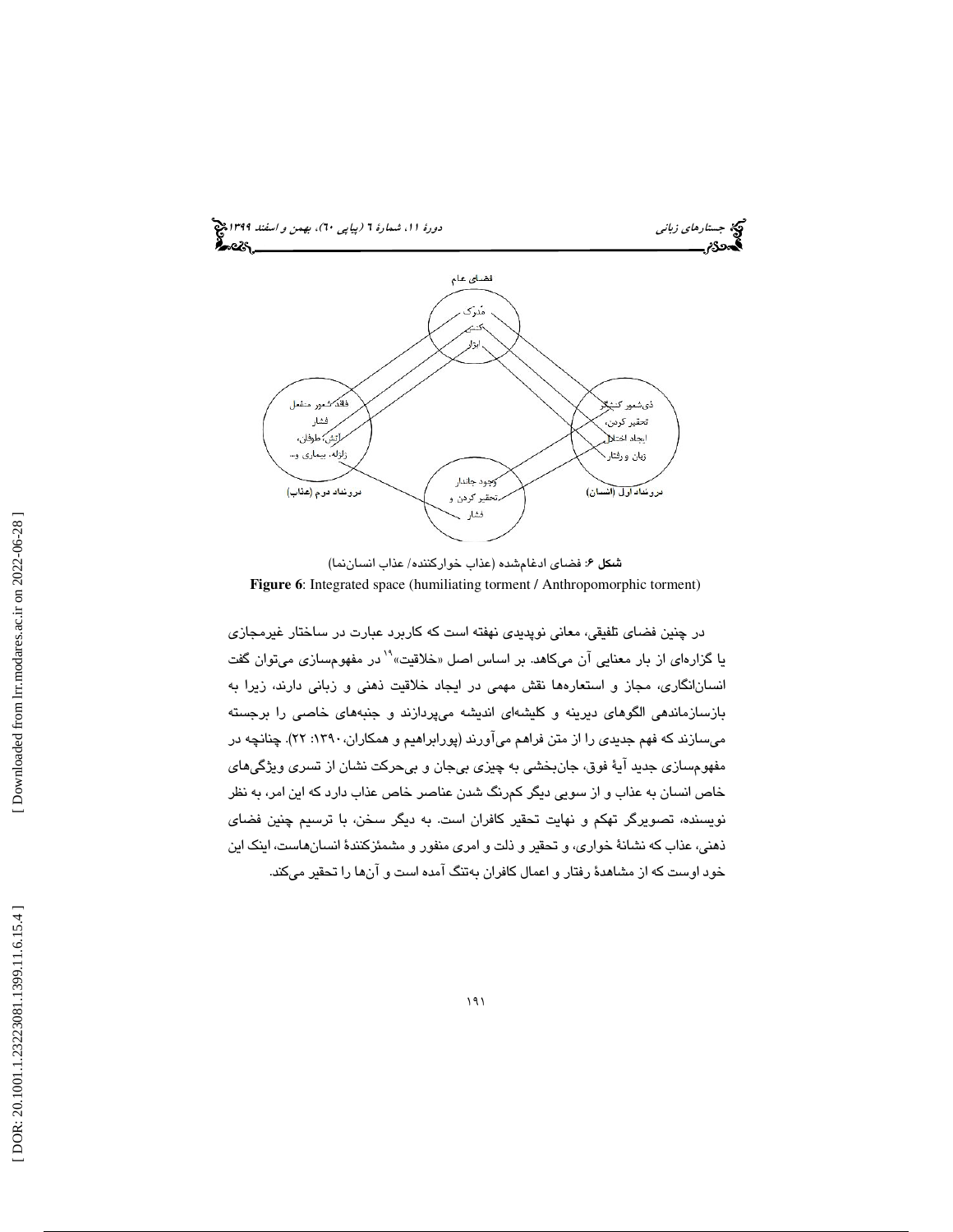فضای عام

مُدرِک

کنش

ابزار

فاقد شعور منفعل

فشار

آتش، طوفان،

زلزله، بیماری و...

درونداد دوم (عذاب)

ذی‌شعور کنشگر

تحقیر کردن،

ایجاد اختلال

زبان و رفتار

درونداد اول (انسان)

وجود جاندار

تحقیر کردن و

فشار

**شکل ۶**: فضای ادغام‌شده (عذاب خوارکننده/ عذاب انسان‌نما)

**Figure 6**: Integrated space (humiliating torment / Anthropomorphic torment)

در چنین فضای تلفیقی، معانی نوپدیدی نهفته است که کاربرد عبارت در ساختار غیرمجازی یا گزاره‌ای از بار معنایی آن می‌کاهد. بر اساس اصل «خلاقیت»[19] در مفهوم‌سازی می‌توان گفت انسان‌انگاری، مجاز و استعاره‌ها نقش مهمی در ایجاد خلاقیت ذهنی و زبانی دارند، زیرا به بازسازماندهی الگوهای دیرینه و کلیشه‌ای اندیشه می‌پردازند و جنبه‌های خاصی را برجسته می‌سازند که فهم جدیدی را از متن فراهم می‌آورند (پورابراهیم و همکاران،۱۳۹۰: ۲۲). چنانچه در مفهوم‌سازی جدید آیهٔ فوق، جان‌بخشی به چیزی بی‌جان و بی‌حرکت نشان از تسری ویژگی‌های خاص انسان به عذاب و از سویی دیگر کم‌رنگ شدن عناصر خاص عذاب دارد که این امر، به نظر نویسنده، تصویرگر تهکم و نهایت تحقیر کافران است. به دیگر سخن، با ترسیم چنین فضای ذهنی، عذاب که نشانهٔ خواری، و تحقیر و ذلت و امری منفور و مشمئزکنندهٔ انسان‌هاست، اینک این خود اوست که از مشاهدهٔ رفتار و اعمال کافران به‌تنگ آمده است و آن‌ها را تحقیر می‌کند.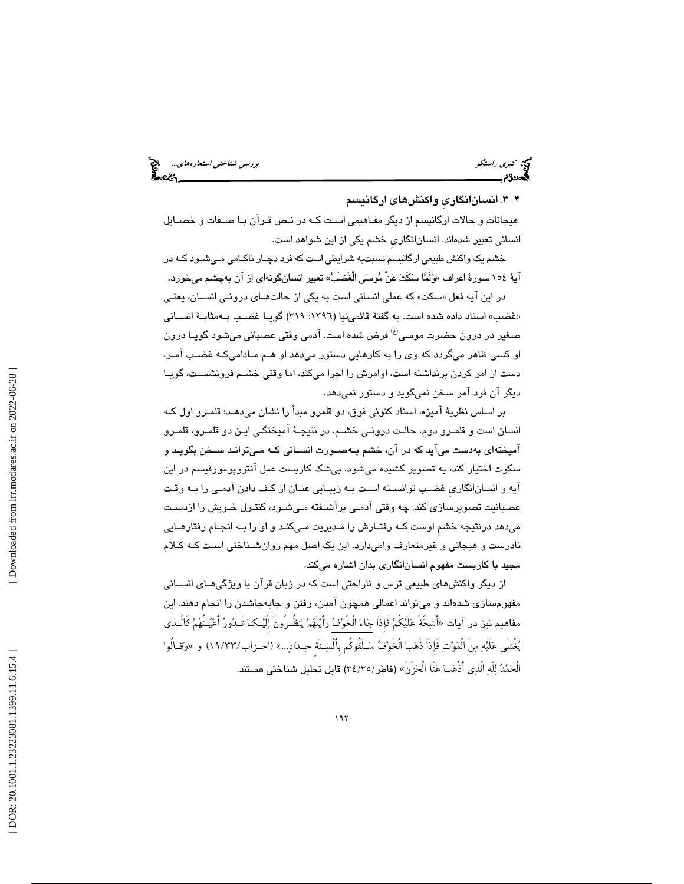### ۴-۳. انسان‌انگاریِ واکنش‌های ارگانیسم

هیجانات و حالات ارگانیسم از دیگر مفـاهیمی اسـت کـه در نـص قـرآن بـا صـفات و خصـایل انسانی تعبیر شده‌اند. انسان‌انگاریِ خشم یکی از این شواهد است.

خشم یک واکنش طبیعی ارگانیسم نسبت‌به شرایطی است که فرد دچـار ناکـامی مـی‌شـود کـه در آیهٔ ۱۵٤ سورهٔ اعراف «وَلَمَّا سَكَتَ عَنْ مُوسَى الْغَضَبُ» تعبیر انسان‌گونه‌ای از آن به‌چشم می‌خورد.

در این آیه فعل «سکت» که عملی انسانی است به یکی از حالت‌هـای درونـی انسـان، یعنـی «غضب» اسناد داده شده است. به گفتهٔ قائمی‌نیا (۱۳۹٦: ۳۱۹) گویـا غضـب بـه‌مثابـهٔ انسـانی صغیر در درون حضرت موسی(ع) فرض شده است. آدمی وقتی عصبانی می‌شود گویـا درون او کسی ظاهر می‌گردد که وی را به کارهایی دستور می‌دهد او هـم مـادامی‌کـه غضـب آمـر، دست از امر کردن برنداشته است، اوامرش را اجرا می‌کند، اما وقتی خشـم فرونشسـت، گویـا دیگر آن فرد آمر سخن نمی‌گوید و دستور نمی‌دهد.

بر اساس نظریهٔ آمیزه، اسناد کنونی فوق، دو قلمرو مبدأ را نشان می‌دهـد؛ قلمـرو اول کـه انسان است و قلمـرو دوم، حالـت درونـی خشـم. در نتیجـهٔ آمیختگـی ایـن دو قلمـرو، قلمـرو آمیخته‌ای به‌دست می‌آید که در آن، خشم بـه‌صـورت انسـانی کـه مـی‌توانـد سـخن بگویـد و سکوت اختیار کند، به تصویر کشیده می‌شود. بی‌شک کاربست عمل آنتروپومورفیسم در این آیه و انسان‌انگاریِ غضـب توانسـته اسـت بـه زیبـایی عنـان از کـف دادن آدمـی را بـه وقـت عصبانیت تصویرسازی کند. چه وقتی آدمـی برآشـفته مـی‌شـود، کنتـرل خـویش را ازدسـت می‌دهد درنتیجه خشمِ اوست کـه رفتـارش را مـدیریت مـی‌کنـد و او را بـه انجـام رفتارهـایی نادرست و هیجانی و غیرمتعارف وامی‌دارد. این یک اصل مهم روان‌شـناختی اسـت کـه کـلام مجید با کاربست مفهوم انسان‌انگاری بدان اشاره می‌کند.

از دیگر واکنش‌های طبیعی ترس و ناراحتی است که در زبان قرآن با ویژگی‌هـای انسـانی مفهوم‌سازی شده‌اند و می‌تواند اعمالی همچون آمدن، رفتن و جابه‌جاشدن را انجام دهند. این مفاهیم نیز در آیات «أَشِحَّةً عَلَيْكُمْ فَإِذَا جَاءَ الْخَوْفُ رَأَيْتَهُمْ يَنظُـرُونَ إِلَيْـكَ تَـدُورُ أَعْيُـنُهُمْ كَالَّـذِى يُغْشَى عَلَيْهِ مِنَ الْمَوْتِ فَإِذَا ذَهَبَ الْخَوْفُ سَـلَقُوكُم بِأَلْسِـنَةٍ حِـدَادٍ...» (احـزاب/۳۳/۱۹) و «وَقَـالُوا الْحَمْدُ لِلَّهِ الَّذِى أَذْهَبَ عَنَّا الْحَزَنَ» (فاطر/۳٥/۳٤) قابل تحلیل شناختی هستند.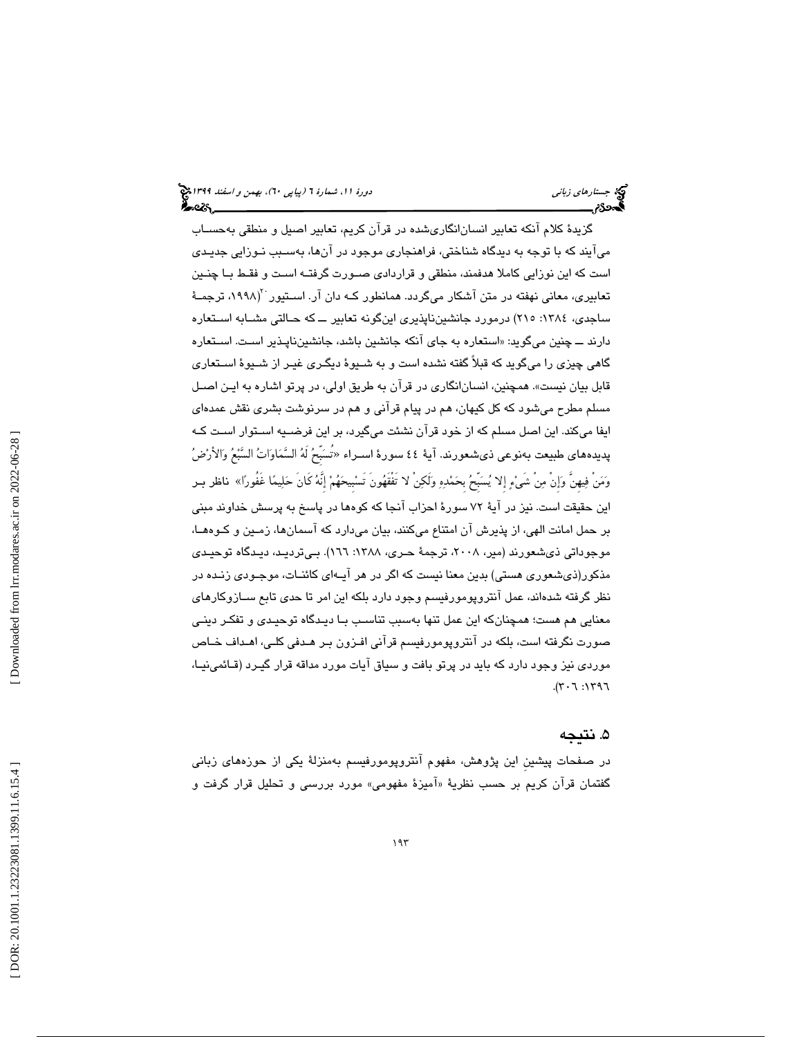گزیدهٔ کلام آنکه تعابیر انسان‌انگاری‌شده در قرآن کریم، تعابیر اصیل و منطقی به‌حساب می‌آیند که با توجه به دیدگاه شناختی، فراهنجاری موجود در آن‌ها، به‌سبب نوزایی جدیدی است که این نوزایی کاملا هدفمند، منطقی و قراردادی صورت گرفته است و فقط با چنین تعابیری، معانی نهفته در متن آشکار می‌گردد. همانطور که دان آر. استیور[۲] (۱۹۹۸، ترجمهٔ ساجدی، ۱۳۸٤: ۲۱۵) درمورد جانشین‌ناپذیری این‌گونه تعابیر ــ که حالتی مشابه استعاره دارند ــ چنین می‌گوید: «استعاره به جای آنکه جانشین باشد، جانشین‌ناپذیر است. استعاره گاهی چیزی را می‌گوید که قبلاً گفته نشده است و به شیوهٔ دیگری غیر از شیوهٔ استعاری قابل بیان نیست». همچنین، انسان‌انگاری در قرآن به طریق اولی، در پرتو اشاره به این اصل مسلم مطرح می‌شود که کل کیهان، هم در پیام قرآنی و هم در سرنوشت بشری نقش عمده‌ای ایفا می‌کند. این اصل مسلم که از خود قرآن نشئت می‌گیرد، بر این فرضیه استوار است که پدیده‌های طبیعت به‌نوعی ذی‌شعورند. آیهٔ ٤٤ سورهٔ اسراء «تُسَبِّحُ لَهُ السَّمَاوَاتُ السَّبْعُ وَالأَرْضُ وَمَنْ فِيهِنَّ وَإِنْ مِنْ شَيْءٍ إِلا يُسَبِّحُ بِحَمْدِهِ وَلَكِنْ لا تَفْقَهُونَ تَسْبِيحَهُمْ إِنَّهُ كَانَ حَلِيمًا غَفُورًا» ناظر بر این حقیقت است. نیز در آیهٔ ۷۲ سورهٔ احزاب آنجا که کوه‌ها در پاسخ به پرسش خداوند مبنی بر حمل امانت الهی، از پذیرش آن امتناع می‌کنند، بیان می‌دارد که آسمان‌ها، زمین و کوه‌ها، موجوداتی ذی‌شعورند (میر، ۲۰۰۸، ترجمهٔ حری، ۱۳۸۸: ۱٦٦). بی‌تردید، دیدگاه توحیدی مذکور(ذی‌شعوری هستی) بدین معنا نیست که اگر در هر آیه‌ای کائنات، موجودی زنده در نظر گرفته شده‌اند، عمل آنتروپومورفیسم وجود دارد بلکه این امر تا حدی تابع سازوکارهای معنایی هم هست؛ همچنان‌که این عمل تنها به‌سبب تناسب با دیدگاه توحیدی و تفکر دینی صورت نگرفته است، بلکه در آنتروپومورفیسم قرآنی افزون بر هدفی کلی، اهداف خاص موردی نیز وجود دارد که باید در پرتو بافت و سیاق آیات مورد مداقه قرار گیرد (قائمی‌نیا، ۱۳۹٦: ۳۰٦).

## ۵. نتیجه

در صفحات پیشین این پژوهش، مفهوم آنتروپومورفیسم به‌منزلهٔ یکی از حوزه‌های زبانی گفتمان قرآن کریم بر حسب نظریهٔ «آمیزهٔ مفهومی» مورد بررسی و تحلیل قرار گرفت و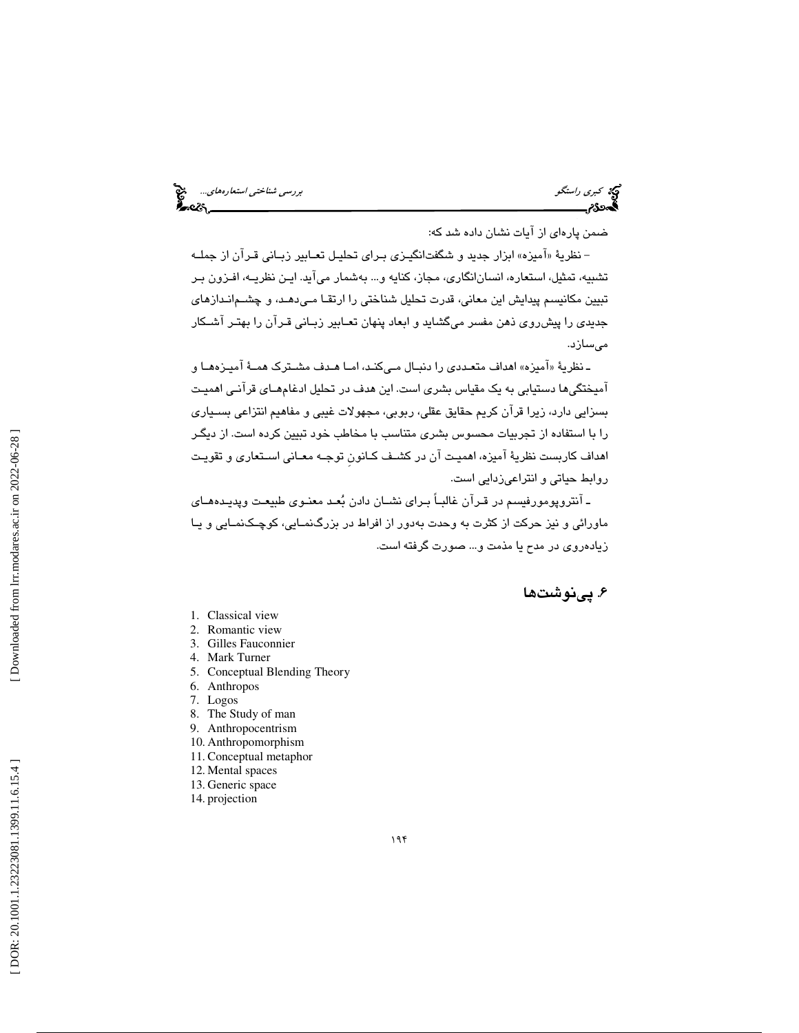ضمن پاره‌ای از آیات نشان داده شد که:

– نظریهٔ «آمیزه» ابزار جدید و شگفت‌انگیزی برای تحلیل تعابیر زبانی قرآن از جمله تشبیه، تمثیل، استعاره، انسان‌انگاری، مجاز، کنایه و... به‌شمار می‌آید. این نظریه، افزون بر تبیین مکانیسم پیدایش این معانی، قدرت تحلیل شناختی را ارتقا می‌دهد، و چشم‌اندازهای جدیدی را پیش‌روی ذهن مفسر می‌گشاید و ابعاد پنهان تعابیر زبانی قرآن را بهتر آشکار می‌سازد.

ـ نظریهٔ «آمیزه» اهداف متعددی را دنبال می‌کند، اما هدف مشترک همهٔ آمیزه‌ها و آمیختگی‌ها دستیابی به یک مقیاس بشری است. این هدف در تحلیل ادغام‌های قرآنی اهمیت بسزایی دارد، زیرا قرآن کریم حقایق عقلی، ربوبی، مجهولات غیبی و مفاهیم انتزاعی بسیاری را با استفاده از تجربیات محسوس بشری متناسب با مخاطب خود تبیین کرده است. از دیگر اهداف کاربست نظریهٔ آمیزه، اهمیت آن در کشف کانونِ توجه معانی استعاری و تقویت روابط حیاتی و انتزاعی‌زدایی است.

ـ آنتروپومورفیسم در قرآن غالباً برای نشان دادن بُعد معنوی طبیعت وپدیده‌های ماورائی و نیز حرکت از کثرت به وحدت به‌دور از افراط در بزرگ‌نمایی، کوچک‌نمایی و یا زیاده‌روی در مدح یا مذمت و... صورت گرفته است.

## ۶. پی‌نوشت‌ها

1. Classical view
2. Romantic view
3. Gilles Fauconnier
4. Mark Turner
5. Conceptual Blending Theory
6. Anthropos
7. Logos
8. The Study of man
9. Anthropocentrism
10. Anthropomorphism
11. Conceptual metaphor
12. Mental spaces
13. Generic space
14. projection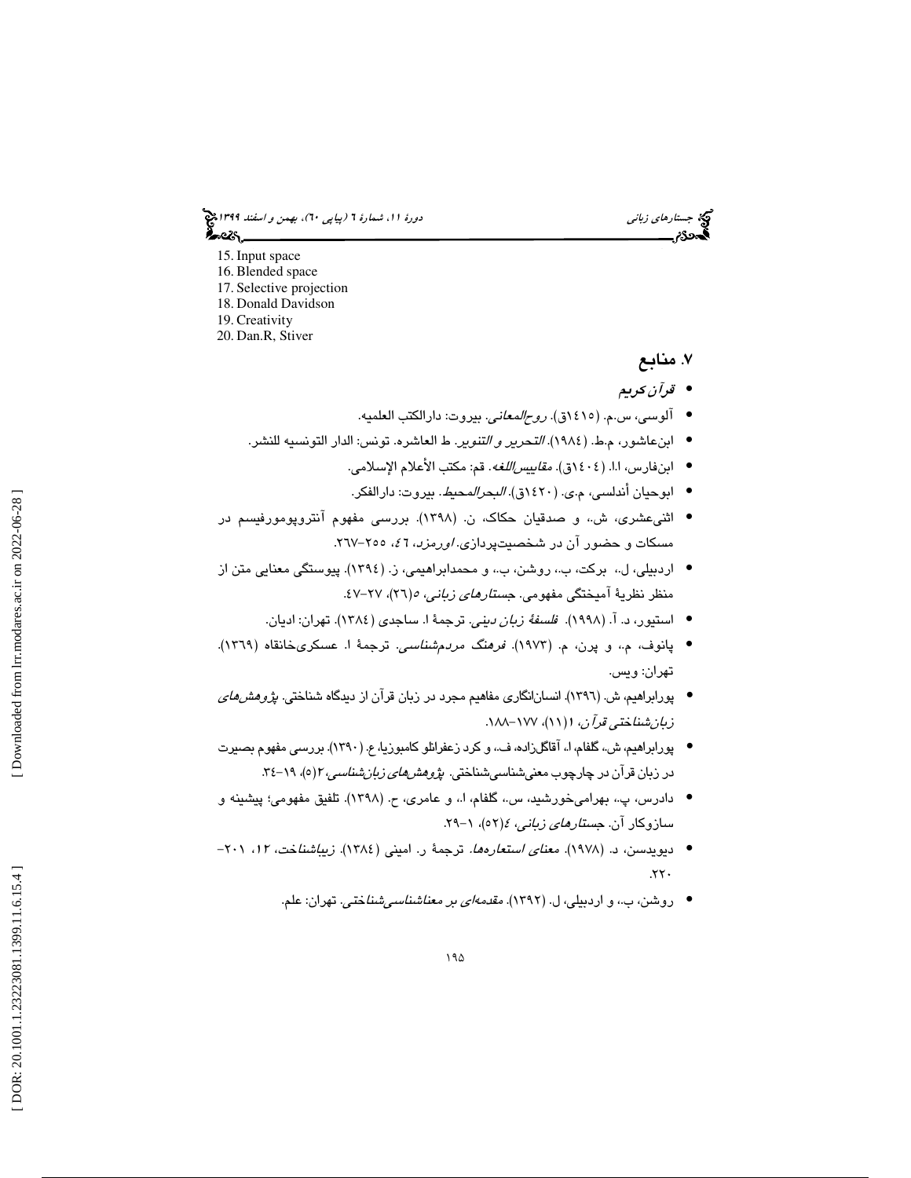15. Input space
16. Blended space
17. Selective projection
18. Donald Davidson
19. Creativity
20. Dan.R, Stiver

## ۷. منابع

- *قرآن کریم*
- آلوسی، س.م. (۱٤۱٥ق). *روح‌المعانی*. بیروت: دارالکتب العلمیه.
- ابن‌عاشور، م.ط. (۱۹۸٤). *التحریر و التنویر*. ط العاشره. تونس: الدار التونسیه للنشر.
- ابن‌فارس، ا.ا. (۱٤۰٤ق). *مقاییس‌اللغه*. قم: مکتب الأعلام الإسلامی.
- ابوحیان أندلسی، م.ی. (۱٤۲۰ق). *البحرالمحیط*. بیروت: دارالفکر.
- اثنی‌عشری، ش.، و صدقیان حکاک، ن. (۱۳۹۸). بررسی مفهوم آنتروپومورفیسم در مسکات و حضور آن در شخصیت‌پردازی. *اورمزد*، ٤٦، ۲٥٥–۲٦۷.
- اردبیلی، ل.، برکت، ب.، روشن، ب.، و محمدابراهیمی، ز. (۱۳۹٤). پیوستگی معنایی متن از منظر نظریهٔ آمیختگی مفهومی. *جستارهای زبانی*، ٥(۲٦)، ۲۷–٤۷.
- استیور، د. آ. (۱۹۹۸). *فلسفهٔ زبان دینی*. ترجمهٔ ا. ساجدی (۱۳۸٤). تهران: ادیان.
- پانوف، م.، و پرن، م. (۱۹۷۳). *فرهنگ مردم‌شناسی*. ترجمهٔ ا. عسکری‌خانقاه (۱۳٦۹). تهران: ویس.
- پورابراهیم، ش. (۱۳۹٦). انسان‌انگاری مفاهیم مجرد در زبان قرآن از دیدگاه شناختی. *پژوهش‌های زبان‌شناختی قرآن*، ٦(۱۱)، ۱۷۷–۱۸۸.
- پورابراهیم، ش.، گلفام، ا.، آقاگل‌زاده، ف.، و کرد زعفرانلو کامبوزیا، ع. (۱۳۹۰). بررسی مفهوم بصیرت در زبان قرآن در چارچوب معنی‌شناسی شناختی. *پژوهش‌های زبان‌شناسی*، ۳(٥)، ۱۹–۳٤.
- دادرس، پ.، بهرامی‌خورشید، س.، گلفام، ا.، و عامری، ح. (۱۳۹۸). تلفیق مفهومی؛ پیشینه و سازوکار آن. *جستارهای زبانی*، ٤(٥۲)، ۱–۲۹.
- دیویدسن، د. (۱۹۷۸). *معنای استعاره‌ها*. ترجمهٔ ر. امینی (۱۳۸٤). *زیباشناخت*، ۱۲، ۲۰۱–۲۲۰.
- روشن، ب.، و اردبیلی، ل. (۱۳۹۲). *مقدمه‌ای بر معناشناسی‌شناختی*. تهران: علم.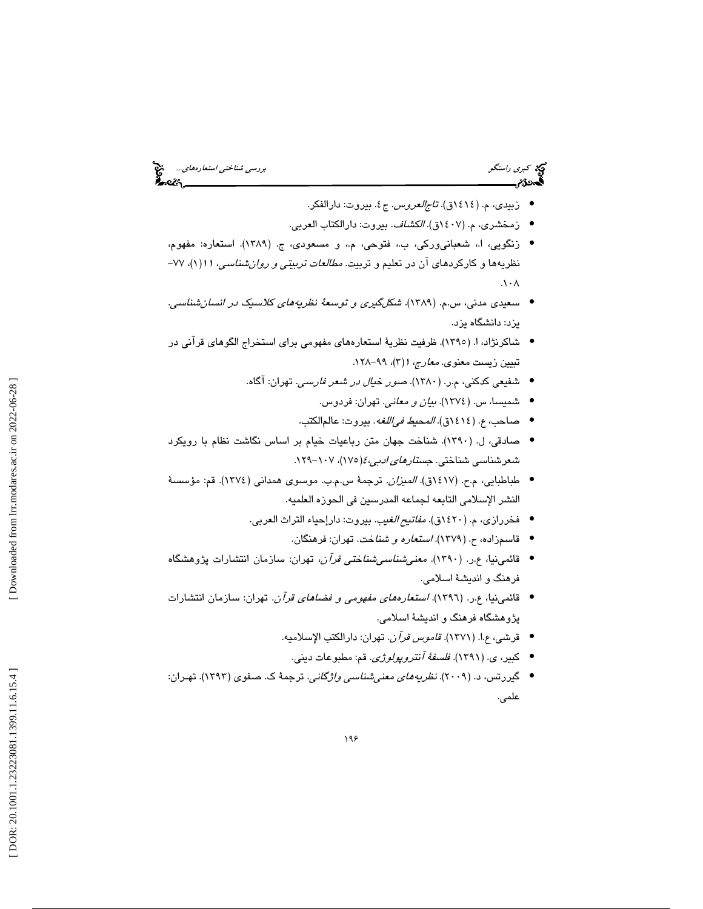- زبیدی، م. (١٤١٤ق). *تاج‌العروس*. ج ٤. بیروت: دارالفکر.
- زمخشری، م. (١٤٠٧ق). *الکشاف*. بیروت: دارالکتاب العربی.
- زنگویی، ا.، شعبانی‌ورکی، ب.، فتوحی، م.، و مسعودی، ج. (١٣٨٩). استعاره: مفهوم، نظریه‌ها و کارکردهای آن در تعلیم و تربیت. *مطالعات تربیتی و روان‌شناسی*، ١١(١)، ٧٧-١٠٨.
- سعیدی مدنی، س.م. (١٣٨٩). *شکل‌گیری و توسعهٔ نظریه‌های کلاسیک در انسان‌شناسی*. یزد: دانشگاه یزد.
- شاکرنژاد، ا. (١٣٩٥). ظرفیت نظریهٔ استعاره‌های مفهومی برای استخراج الگوهای قرآنی در تبیین زیست معنوی. *معارج*، ١(٣)، ٩٩-١٢٨.
- شفیعی کدکنی، م.ر. (١٣٨٠). *صور خیال در شعر فارسی*. تهران: آگاه.
- شمیسا، س. (١٣٧٤). *بیان و معانی*. تهران: فردوس.
- صاحب، ع. (١٤١٤ق). *المحیط فی‌اللغه*. بیروت: عالم‌الکتب.
- صادقی، ل. (١٣٩٠). شناخت جهان متن رباعیات خیام بر اساس نگاشت نظام با رویکرد شعرشناسی شناختی. *جستارهای ادبی*،٤(١٧٥)، ١٠٧-١٢٩.
- طباطبایی، م.ح. (١٤١٧ق). *المیزان*. ترجمهٔ س.م.ب. موسوی همدانی (١٣٧٤). قم: مؤسسهٔ النشر الإسلامی التابعه لجماعه المدرسین فی الحوزه العلمیه.
- فخررازی، م. (١٤٢٠ق). *مفاتیح الغیب*. بیروت: دارإحیاء التراث العربی.
- قاسم‌زاده، ح. (١٣٧٩). *استعاره و شناخت*. تهران: فرهنگان.
- قائمی‌نیا، ع.ر. (١٣٩٠). *معنی‌شناسی‌شناختی قرآن*، تهران: سازمان انتشارات پژوهشگاه فرهنگ و اندیشهٔ اسلامی.
- قائمی‌نیا، ع.ر. (١٣٩٦). *استعاره‌های مفهومی و فضاهای قرآن*. تهران: سازمان انتشارات پژوهشگاه فرهنگ و اندیشهٔ اسلامی.
- قرشی، ع.ا. (١٣٧١). *قاموس قرآن*. تهران: دارالکتب الإسلامیه.
- کبیر، ی. (١٣٩١). *فلسفهٔ آنتروپولوژی*. قم: مطبوعات دینی.
- گیررتس، د. (٢٠٠٩). *نظریه‌های معنی‌شناسی واژگانی*. ترجمهٔ ک. صفوی (١٣٩٣). تهران: علمی.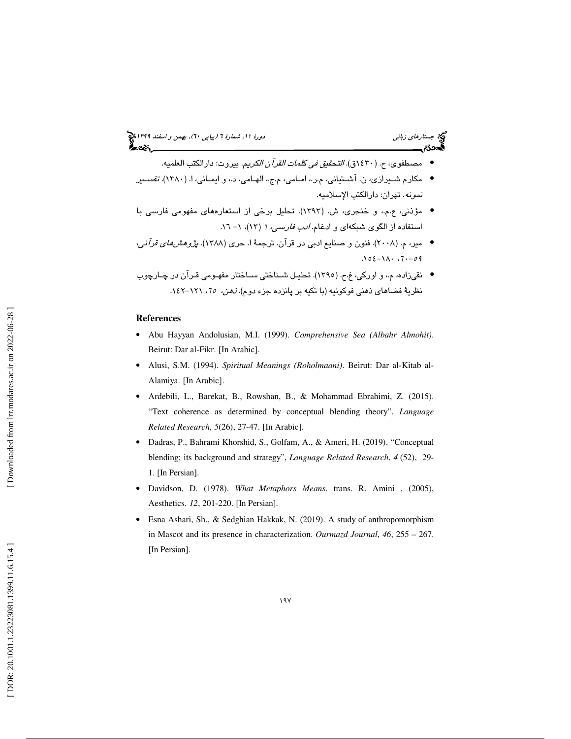- مصطفوی، ح. (۱٤۳۰ق). *التحقیق فی کلمات القرآن الکریم*. بیروت: دارالکتب العلمیه.
- مکارم شیرازی، ن. آشتیانی، م.ر.، امامی، م.ج.، الهامی، د.، و ایمانی، ا. (۱۳۸۰). *تفسیر نمونه*. تهران: دارالکتب الإسلامیه.
- مؤذنی، ع.م.، و خنجری، ش. (۱۳۹۳). تحلیل برخی از استعاره‌های مفهومی فارسی با استفاده از الگوی شبکه‌ای و ادغام. *ادب فارسی*، ۱ (۱۳)، ۱- ۱٦.
- میر، م. (۲۰۰۸). فنون و صنایع ادبی در قرآن. ترجمهٔ ا. حری (۱۳۸۸). *پژوهش‌های قرآنی*، ٥۹-٦۰، ۱۸۰-۱٥٤.
- نقی‌زاده، م.، و اورکی، غ.ح. (۱۳۹٥). تحلیل شناختی ساختار مفهومی قرآن در چارچوب نظریهٔ فضاهای ذهنی فوکونیه (با تکیه بر پانزده جزء دوم). *ذهن*، ٦٥، ۱۲۱-۱٤۲.

## References

- Abu Hayyan Andolusian, M.I. (1999). *Comprehensive Sea (Albahr Almohit)*. Beirut: Dar al-Fikr. [In Arabic].
- Alusi, S.M. (1994). *Spiritual Meanings (Roholmaani)*. Beirut: Dar al-Kitab al-Alamiya. [In Arabic].
- Ardebili, L., Barekat, B., Rowshan, B., & Mohammad Ebrahimi, Z. (2015). "Text coherence as determined by conceptual blending theory". *Language Related Research*, *5*(26), 27-47. [In Arabic].
- Dadras, P., Bahrami Khorshid, S., Golfam, A., & Ameri, H. (2019). "Conceptual blending; its background and strategy", *Language Related Research*, *4* (52), 29-1. [In Persian].
- Davidson, D. (1978). *What Metaphors Means*. trans. R. Amini , (2005), Aesthetics. *12*, 201-220. [In Persian].
- Esna Ashari, Sh., & Sedghian Hakkak, N. (2019). A study of anthropomorphism in Mascot and its presence in characterization. *Ourmazd Journal*, *46*, 255 – 267. [In Persian].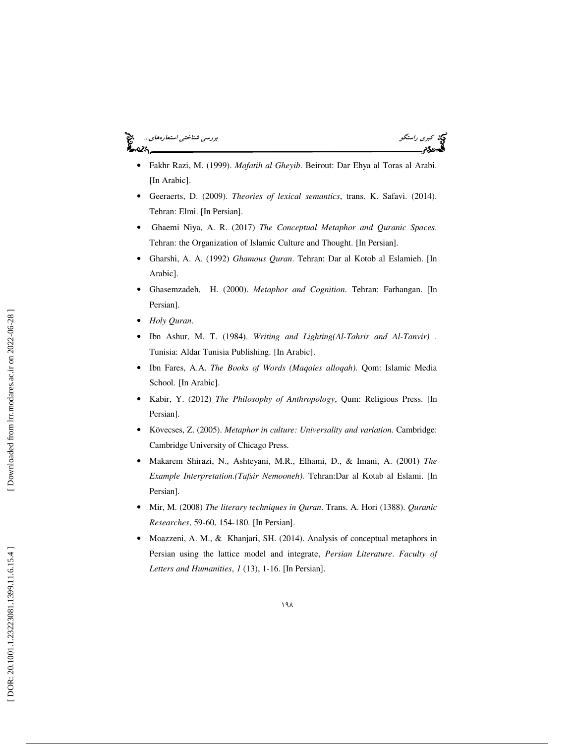- Fakhr Razi, M. (1999). *Mafatih al Gheyib*. Beirout: Dar Ehya al Toras al Arabi. [In Arabic].
- Geeraerts, D. (2009). *Theories of lexical semantics*, trans. K. Safavi. (2014). Tehran: Elmi. [In Persian].
- Ghaemi Niya, A. R. (2017) *The Conceptual Metaphor and Quranic Spaces*. Tehran: the Organization of Islamic Culture and Thought. [In Persian].
- Gharshi, A. A. (1992) *Ghamous Quran*. Tehran: Dar al Kotob al Eslamieh. [In Arabic].
- Ghasemzadeh, H. (2000). *Metaphor and Cognition*. Tehran: Farhangan. [In Persian].
- *Holy Quran*.
- Ibn Ashur, M. T. (1984). *Writing and Lighting(Al-Tahrir and Al-Tanvir)* . Tunisia: Aldar Tunisia Publishing. [In Arabic].
- Ibn Fares, A.A. *The Books of Words (Maqaies alloqah)*. Qom: Islamic Media School. [In Arabic].
- Kabir, Y. (2012) *The Philosophy of Anthropology*, Qum: Religious Press. [In Persian].
- Kövecses, Z. (2005). *Metaphor in culture: Universality and variation*. Cambridge: Cambridge University of Chicago Press.
- Makarem Shirazi, N., Ashteyani, M.R., Elhami, D., & Imani, A. (2001) *The Example Interpretation.(Tafsir Nemooneh).* Tehran:Dar al Kotab al Eslami. [In Persian].
- Mir, M. (2008) *The literary techniques in Quran*. Trans. A. Hori (1388). *Quranic Researches*, 59-60, 154-180. [In Persian].
- Moazzeni, A. M., & Khanjari, SH. (2014). Analysis of conceptual metaphors in Persian using the lattice model and integrate, *Persian Literature*. *Faculty of Letters and Humanities*, *1* (13), 1-16. [In Persian].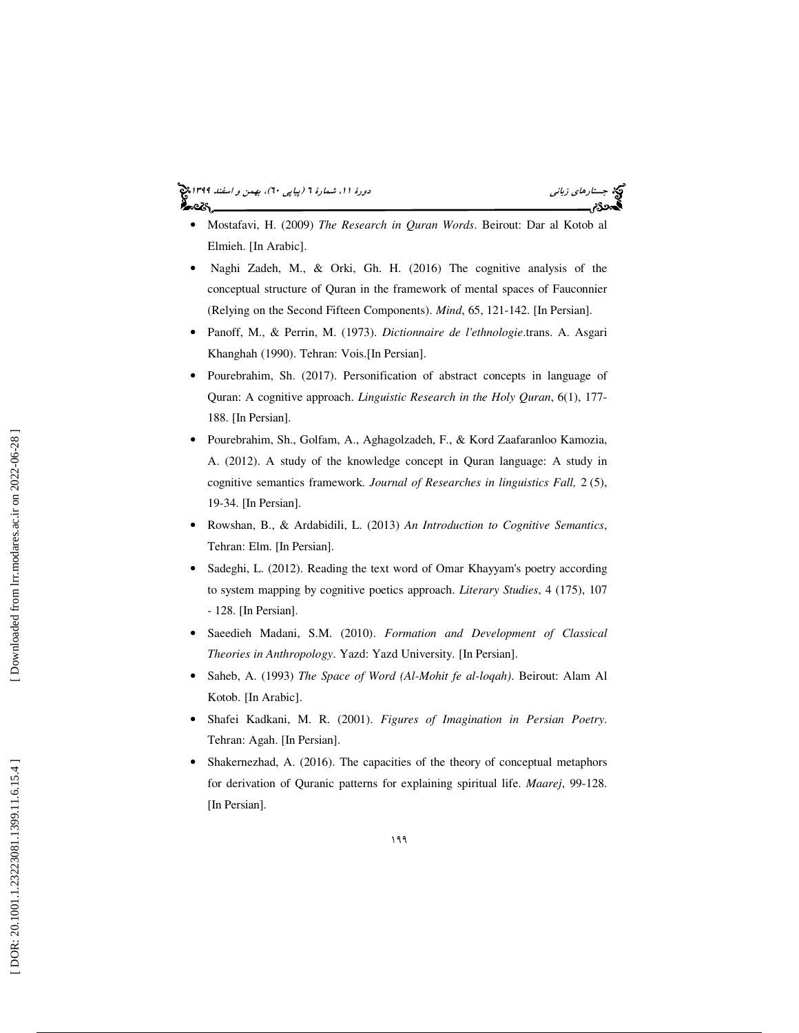- Mostafavi, H. (2009) *The Research in Quran Words*. Beirout: Dar al Kotob al Elmieh. [In Arabic].
- Naghi Zadeh, M., & Orki, Gh. H. (2016) The cognitive analysis of the conceptual structure of Quran in the framework of mental spaces of Fauconnier (Relying on the Second Fifteen Components). *Mind*, 65, 121-142. [In Persian].
- Panoff, M., & Perrin, M. (1973). *Dictionnaire de l'ethnologie*.trans. A. Asgari Khanghah (1990). Tehran: Vois.[In Persian].
- Pourebrahim, Sh. (2017). Personification of abstract concepts in language of Quran: A cognitive approach. *Linguistic Research in the Holy Quran*, 6(1), 177-188. [In Persian].
- Pourebrahim, Sh., Golfam, A., Aghagolzadeh, F., & Kord Zaafaranloo Kamozia, A. (2012). A study of the knowledge concept in Quran language: A study in cognitive semantics framework. *Journal of Researches in linguistics Fall,* 2 (5), 19-34. [In Persian].
- Rowshan, B., & Ardabidili, L. (2013) *An Introduction to Cognitive Semantics*, Tehran: Elm. [In Persian].
- Sadeghi, L. (2012). Reading the text word of Omar Khayyam's poetry according to system mapping by cognitive poetics approach. *Literary Studies*, 4 (175), 107 - 128. [In Persian].
- Saeedieh Madani, S.M. (2010). *Formation and Development of Classical Theories in Anthropology*. Yazd: Yazd University. [In Persian].
- Saheb, A. (1993) *The Space of Word (Al-Mohit fe al-loqah)*. Beirout: Alam Al Kotob. [In Arabic].
- Shafei Kadkani, M. R. (2001). *Figures of Imagination in Persian Poetry*. Tehran: Agah. [In Persian].
- Shakernezhad, A. (2016). The capacities of the theory of conceptual metaphors for derivation of Quranic patterns for explaining spiritual life. *Maarej*, 99-128. [In Persian].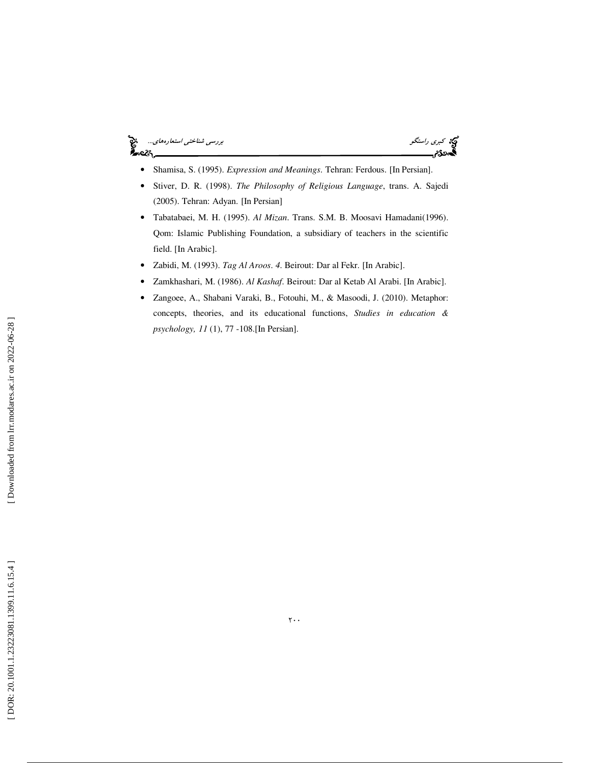- Shamisa, S. (1995). *Expression and Meanings*. Tehran: Ferdous. [In Persian].
- Stiver, D. R. (1998). *The Philosophy of Religious Language*, trans. A. Sajedi (2005). Tehran: Adyan. [In Persian]
- Tabatabaei, M. H. (1995). *Al Mizan*. Trans. S.M. B. Moosavi Hamadani(1996). Qom: Islamic Publishing Foundation, a subsidiary of teachers in the scientific field. [In Arabic].
- Zabidi, M. (1993). *Tag Al Aroos*. *4*. Beirout: Dar al Fekr. [In Arabic].
- Zamkhashari, M. (1986). *Al Kashaf*. Beirout: Dar al Ketab Al Arabi. [In Arabic].
- Zangoee, A., Shabani Varaki, B., Fotouhi, M., & Masoodi, J. (2010). Metaphor: concepts, theories, and its educational functions, *Studies in education & psychology, 11* (1), 77 -108.[In Persian].